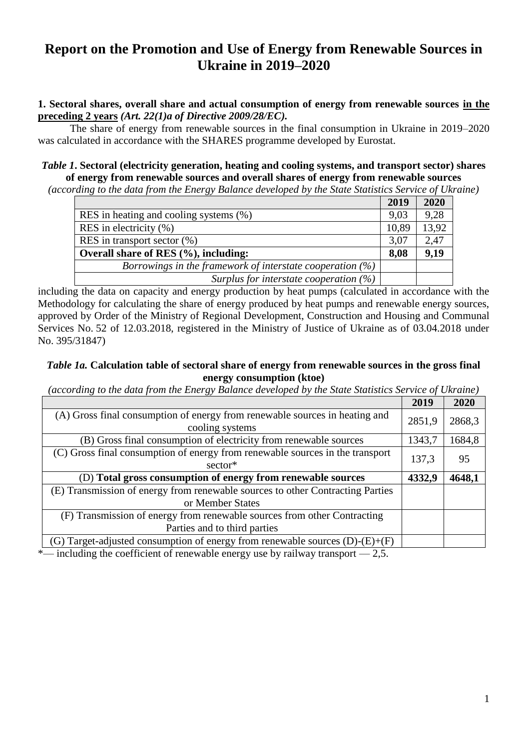# Report on the Promotion and Use of Energy from Renewable Sources in Ukraine in 2019–2020

**1. Sectoral shares, overall share and actual consumption of energy from renewable sources <u>in the preceding 2 years</u>** ***(Art. 22(1)a of Directive 2009/28/EC).***

The share of energy from renewable sources in the final consumption in Ukraine in 2019–2020 was calculated in accordance with the SHARES programme developed by Eurostat.

***Table 1*. Sectoral (electricity generation, heating and cooling systems, and transport sector) shares of energy from renewable sources and overall shares of energy from renewable sources**

*(according to the data from the Energy Balance developed by the State Statistics Service of Ukraine)*

| | **2019** | **2020** |
|---|---|---|
| RES in heating and cooling systems (%) | 9,03 | 9,28 |
| RES in electricity (%) | 10,89 | 13,92 |
| RES in transport sector (%) | 3,07 | 2,47 |
| **Overall share of RES (%), including:** | **8,08** | **9,19** |
| *Borrowings in the framework of interstate cooperation (%)* | | |
| *Surplus for interstate cooperation (%)* | | |

including the data on capacity and energy production by heat pumps (calculated in accordance with the Methodology for calculating the share of energy produced by heat pumps and renewable energy sources, approved by Order of the Ministry of Regional Development, Construction and Housing and Communal Services No. 52 of 12.03.2018, registered in the Ministry of Justice of Ukraine as of 03.04.2018 under No. 395/31847)

***Table 1a.* Calculation table of sectoral share of energy from renewable sources in the gross final energy consumption (ktoe)**

*(according to the data from the Energy Balance developed by the State Statistics Service of Ukraine)*

| | **2019** | **2020** |
|---|---|---|
| (A) Gross final consumption of energy from renewable sources in heating and cooling systems | 2851,9 | 2868,3 |
| (B) Gross final consumption of electricity from renewable sources | 1343,7 | 1684,8 |
| (C) Gross final consumption of energy from renewable sources in the transport sector* | 137,3 | 95 |
| (D) **Total gross consumption of energy from renewable sources** | **4332,9** | **4648,1** |
| (E) Transmission of energy from renewable sources to other Contracting Parties or Member States | | |
| (F) Transmission of energy from renewable sources from other Contracting Parties and to third parties | | |
| (G) Target-adjusted consumption of energy from renewable sources (D)-(E)+(F) | | |

*— including the coefficient of renewable energy use by railway transport — 2,5.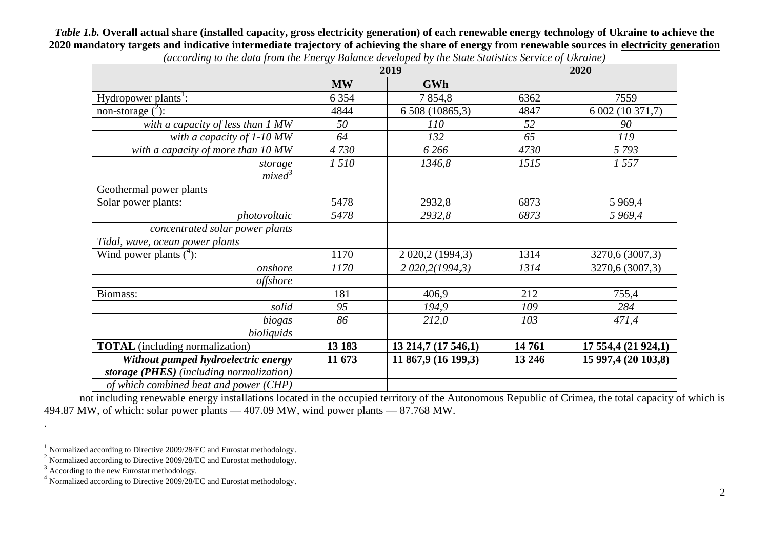***Table 1.b.*** **Overall actual share (installed capacity, gross electricity generation) of each renewable energy technology of Ukraine to achieve the 2020 mandatory targets and indicative intermediate trajectory of achieving the share of energy from renewable sources in electricity generation**

*(according to the data from the Energy Balance developed by the State Statistics Service of Ukraine)*

| | 2019 | | 2020 | |
|---|---|---|---|---|
| | **MW** | **GWh** | | |
| Hydropower plants[1]: | 6 354 | 7 854,8 | 6362 | 7559 |
| non-storage ([2]): | 4844 | 6 508 (10865,3) | 4847 | 6 002 (10 371,7) |
| *with a capacity of less than 1 MW* | *50* | *110* | *52* | *90* |
| *with a capacity of 1-10 MW* | *64* | *132* | *65* | *119* |
| *with a capacity of more than 10 MW* | *4 730* | *6 266* | *4730* | *5 793* |
| *storage* | *1 510* | *1346,8* | *1515* | *1 557* |
| *mixed*[3] | | | | |
| Geothermal power plants | | | | |
| Solar power plants: | 5478 | 2932,8 | 6873 | 5 969,4 |
| *photovoltaic* | *5478* | *2932,8* | *6873* | *5 969,4* |
| *concentrated solar power plants* | | | | |
| *Tidal, wave, ocean power plants* | | | | |
| Wind power plants ([4]): | 1170 | 2 020,2 (1994,3) | 1314 | 3270,6 (3007,3) |
| *onshore* | *1170* | *2 020,2(1994,3)* | *1314* | 3270,6 (3007,3) |
| *offshore* | | | | |
| Biomass: | 181 | 406,9 | 212 | 755,4 |
| *solid* | *95* | *194,9* | *109* | *284* |
| *biogas* | *86* | *212,0* | *103* | *471,4* |
| *bioliquids* | | | | |
| **TOTAL** (including normalization) | **13 183** | **13 214,7 (17 546,1)** | **14 761** | **17 554,4 (21 924,1)** |
| ***Without pumped hydroelectric energy storage (PHES)*** *(including normalization)* | **11 673** | **11 867,9 (16 199,3)** | **13 246** | **15 997,4 (20 103,8)** |
| *of which combined heat and power (CHP)* | | | | |

not including renewable energy installations located in the occupied territory of the Autonomous Republic of Crimea, the total capacity of which is 494.87 MW, of which: solar power plants — 407.09 MW, wind power plants — 87.768 MW.

.

[1] Normalized according to Directive 2009/28/EC and Eurostat methodology.

[2] Normalized according to Directive 2009/28/EC and Eurostat methodology.

[3] According to the new Eurostat methodology.

[4] Normalized according to Directive 2009/28/EC and Eurostat methodology.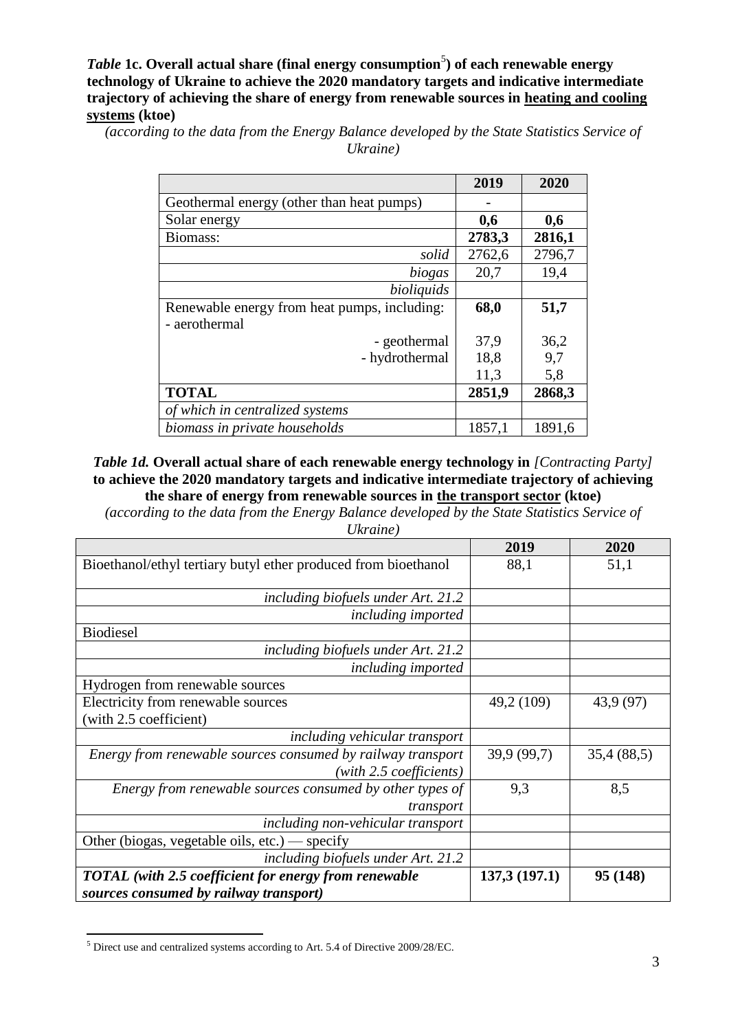***Table* 1c. Overall actual share (final energy consumption[5]) of each renewable energy technology of Ukraine to achieve the 2020 mandatory targets and indicative intermediate trajectory of achieving the share of energy from renewable sources in <u>heating and cooling systems</u> (ktoe)**

*(according to the data from the Energy Balance developed by the State Statistics Service of Ukraine)*

| | 2019 | 2020 |
|---|---|---|
| Geothermal energy (other than heat pumps) | - | |
| Solar energy | **0,6** | **0,6** |
| Biomass: | **2783,3** | **2816,1** |
| *solid* | 2762,6 | 2796,7 |
| *biogas* | 20,7 | 19,4 |
| *bioliquids* | | |
| Renewable energy from heat pumps, including: | **68,0** | **51,7** |
| - aerothermal | 37,9 | 36,2 |
| - geothermal | 18,8 | 9,7 |
| - hydrothermal | 11,3 | 5,8 |
| **TOTAL** | **2851,9** | **2868,3** |
| *of which in centralized systems* | | |
| *biomass in private households* | 1857,1 | 1891,6 |

***Table 1d.* Overall actual share of each renewable energy technology in *[Contracting Party]* to achieve the 2020 mandatory targets and indicative intermediate trajectory of achieving the share of energy from renewable sources in <u>the transport sector</u> (ktoe)**

*(according to the data from the Energy Balance developed by the State Statistics Service of Ukraine)*

| | 2019 | 2020 |
|---|---|---|
| Bioethanol/ethyl tertiary butyl ether produced from bioethanol | 88,1 | 51,1 |
| *including biofuels under Art. 21.2* | | |
| *including imported* | | |
| Biodiesel | | |
| *including biofuels under Art. 21.2* | | |
| *including imported* | | |
| Hydrogen from renewable sources | | |
| Electricity from renewable sources (with 2.5 coefficient) | 49,2 (109) | 43,9 (97) |
| *including vehicular transport* | | |
| *Energy from renewable sources consumed by railway transport (with 2.5 coefficients)* | 39,9 (99,7) | 35,4 (88,5) |
| *Energy from renewable sources consumed by other types of transport* | 9,3 | 8,5 |
| *including non-vehicular transport* | | |
| Other (biogas, vegetable oils, etc.) — specify | | |
| *including biofuels under Art. 21.2* | | |
| ***TOTAL (with 2.5 coefficient for energy from renewable sources consumed by railway transport)*** | **137,3 (197.1)** | **95 (148)** |

[5] Direct use and centralized systems according to Art. 5.4 of Directive 2009/28/EC.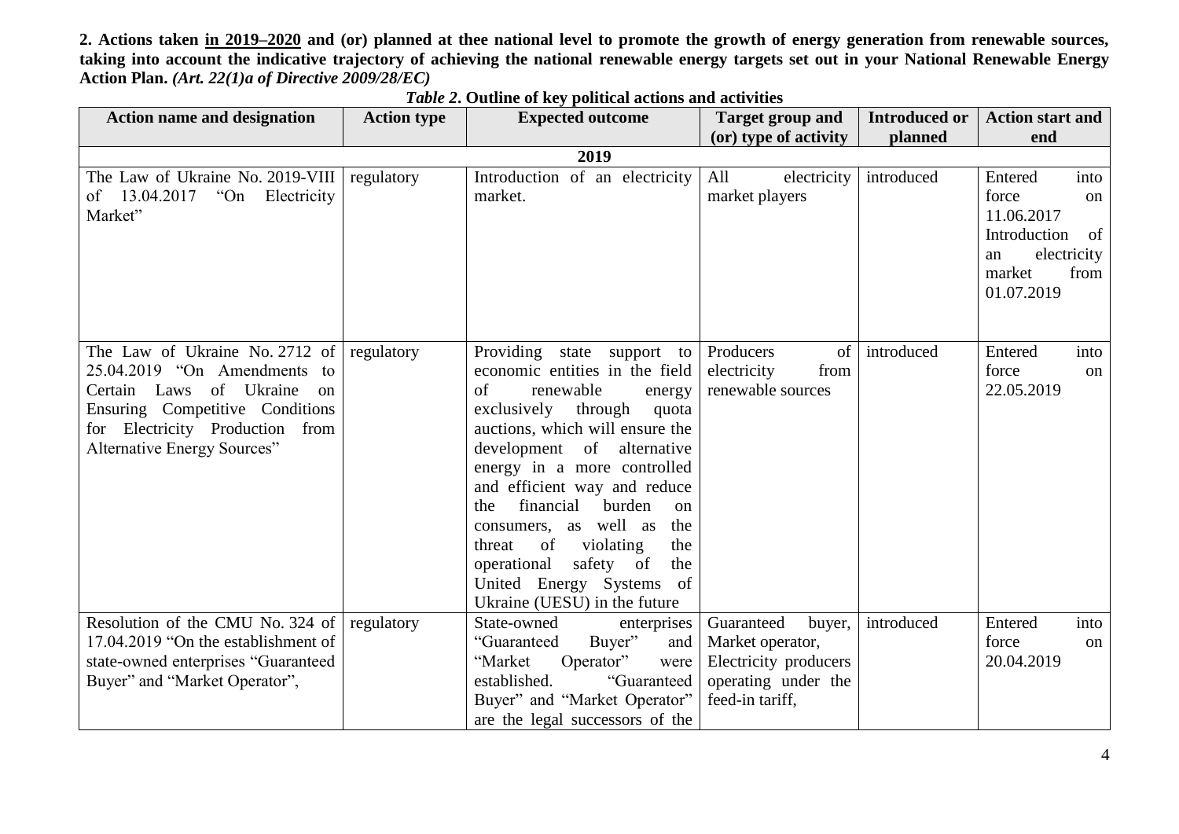**2. Actions taken in 2019–2020 and (or) planned at thee national level to promote the growth of energy generation from renewable sources, taking into account the indicative trajectory of achieving the national renewable energy targets set out in your National Renewable Energy Action Plan.** ***(Art. 22(1)a of Directive 2009/28/EC)***

***Table 2*****. Outline of key political actions and activities**

| Action name and designation | Action type | Expected outcome | Target group and (or) type of activity | Introduced or planned | Action start and end |
|---|---|---|---|---|---|
| **2019** | | | | | |
| The Law of Ukraine No. 2019-VIII of 13.04.2017 "On Electricity Market" | regulatory | Introduction of an electricity market. | All electricity market players | introduced | Entered into force on 11.06.2017 Introduction of an electricity market from 01.07.2019 |
| The Law of Ukraine No. 2712 of 25.04.2019 "On Amendments to Certain Laws of Ukraine on Ensuring Competitive Conditions for Electricity Production from Alternative Energy Sources" | regulatory | Providing state support to economic entities in the field of renewable energy exclusively through quota auctions, which will ensure the development of alternative energy in a more controlled and efficient way and reduce the financial burden on consumers, as well as the threat of violating the operational safety of the United Energy Systems of Ukraine (UESU) in the future | Producers of electricity from renewable sources | introduced | Entered into force on 22.05.2019 |
| Resolution of the CMU No. 324 of 17.04.2019 "On the establishment of state-owned enterprises "Guaranteed Buyer" and "Market Operator", | regulatory | State-owned enterprises "Guaranteed Buyer" and "Market Operator" were established. "Guaranteed Buyer" and "Market Operator" are the legal successors of the | Guaranteed buyer, Market operator, Electricity producers operating under the feed-in tariff, | introduced | Entered into force on 20.04.2019 |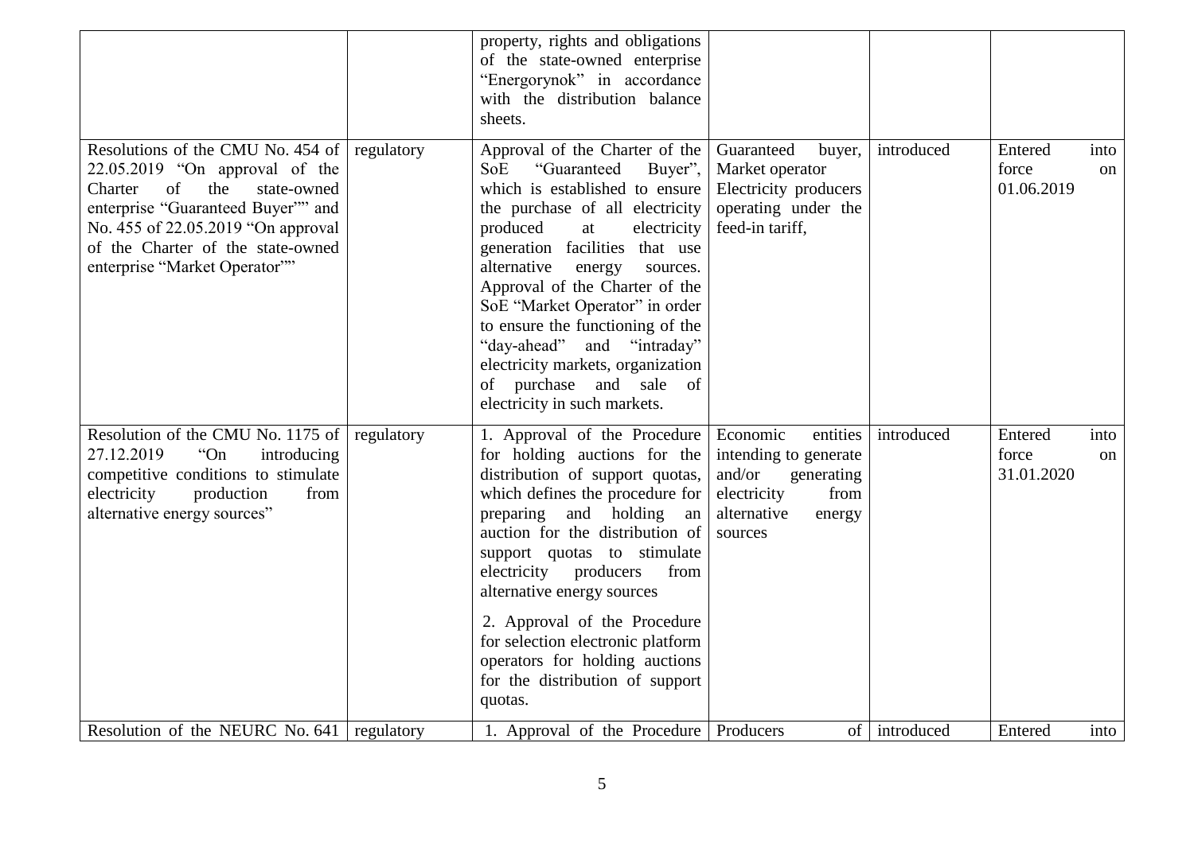| | | | | | |
|---|---|---|---|---|---|
| | | property, rights and obligations of the state-owned enterprise "Energorynok" in accordance with the distribution balance sheets. | | | |
| Resolutions of the CMU No. 454 of 22.05.2019 "On approval of the Charter of the state-owned enterprise "Guaranteed Buyer"" and No. 455 of 22.05.2019 "On approval of the Charter of the state-owned enterprise "Market Operator"" | regulatory | Approval of the Charter of the SoE "Guaranteed Buyer", which is established to ensure the purchase of all electricity produced at electricity generation facilities that use alternative energy sources. Approval of the Charter of the SoE "Market Operator" in order to ensure the functioning of the "day-ahead" and "intraday" electricity markets, organization of purchase and sale of electricity in such markets. | Guaranteed buyer, Market operator Electricity producers operating under the feed-in tariff, | introduced | Entered into force on 01.06.2019 |
| Resolution of the CMU No. 1175 of 27.12.2019 "On introducing competitive conditions to stimulate electricity production from alternative energy sources" | regulatory | 1. Approval of the Procedure for holding auctions for the distribution of support quotas, which defines the procedure for preparing and holding an auction for the distribution of support quotas to stimulate electricity producers from alternative energy sources<br><br>2. Approval of the Procedure for selection electronic platform operators for holding auctions for the distribution of support quotas. | Economic entities intending to generate and/or generating electricity from alternative energy sources | introduced | Entered into force on 31.01.2020 |
| Resolution of the NEURC No. 641 | regulatory | 1. Approval of the Procedure | Producers of | introduced | Entered into |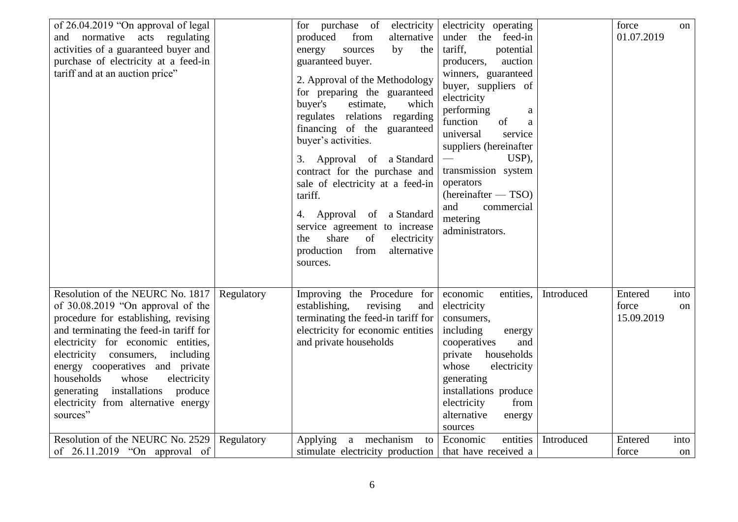| | | | | | |
|---|---|---|---|---|---|
| of 26.04.2019 "On approval of legal and normative acts regulating activities of a guaranteed buyer and purchase of electricity at a feed-in tariff and at an auction price" | | for purchase of electricity produced from alternative energy sources by the guaranteed buyer.<br><br>2. Approval of the Methodology for preparing the guaranteed buyer's estimate, which regulates relations regarding financing of the guaranteed buyer's activities.<br><br>3. Approval of a Standard contract for the purchase and sale of electricity at a feed-in tariff.<br><br>4. Approval of a Standard service agreement to increase the share of electricity production from alternative sources. | electricity operating under the feed-in tariff, potential producers, auction winners, guaranteed buyer, suppliers of electricity performing a function of a universal service suppliers (hereinafter — USP), transmission system operators (hereinafter — TSO) and commercial metering administrators. | | force on 01.07.2019 |
| Resolution of the NEURC No. 1817 of 30.08.2019 "On approval of the procedure for establishing, revising and terminating the feed-in tariff for electricity for economic entities, electricity consumers, including energy cooperatives and private households whose electricity generating installations produce electricity from alternative energy sources" | Regulatory | Improving the Procedure for establishing, revising and terminating the feed-in tariff for electricity for economic entities and private households | economic entities, electricity consumers, including energy cooperatives and private households whose electricity generating installations produce electricity from alternative energy sources | Introduced | Entered into force on 15.09.2019 |
| Resolution of the NEURC No. 2529 of 26.11.2019 "On approval of | Regulatory | Applying a mechanism to stimulate electricity production | Economic entities that have received a | Introduced | Entered into force on |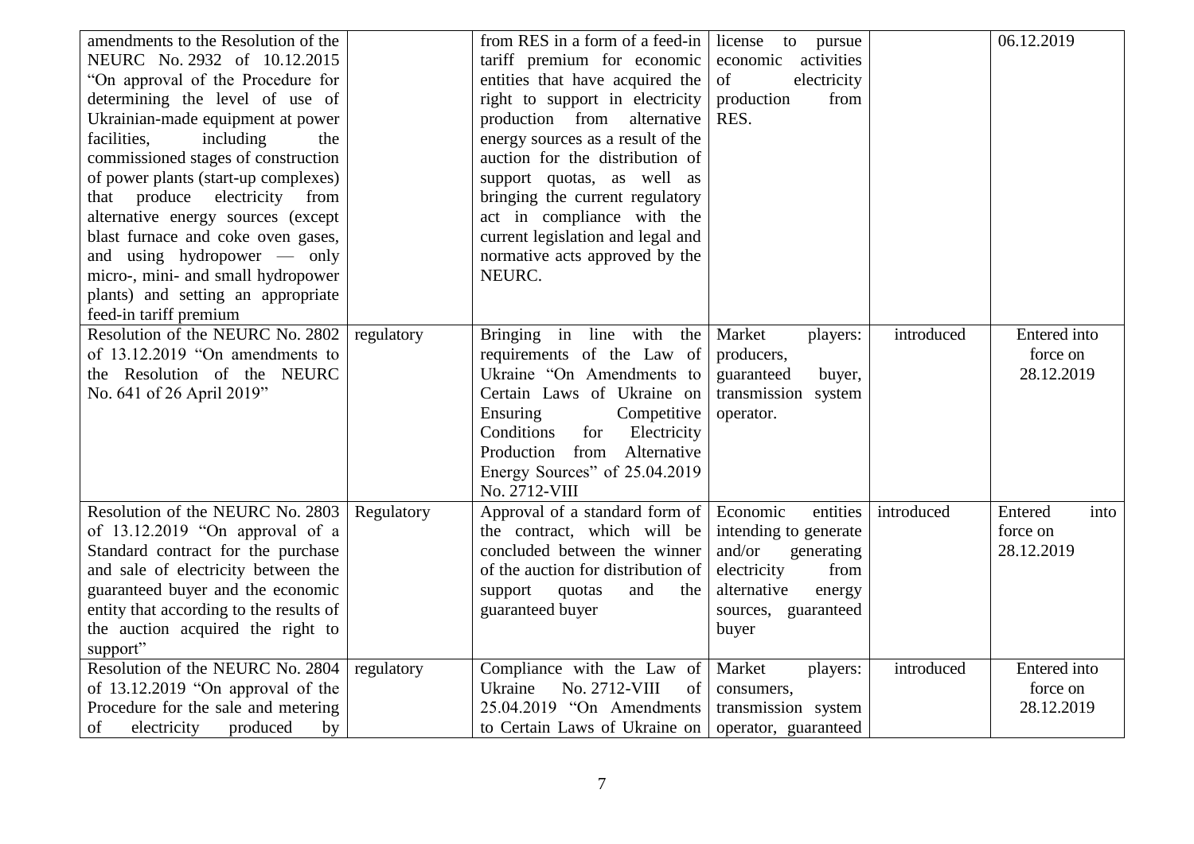| | | | | | |
|---|---|---|---|---|---|
| amendments to the Resolution of the NEURC No. 2932 of 10.12.2015 "On approval of the Procedure for determining the level of use of Ukrainian-made equipment at power facilities, including the commissioned stages of construction of power plants (start-up complexes) that produce electricity from alternative energy sources (except blast furnace and coke oven gases, and using hydropower — only micro-, mini- and small hydropower plants) and setting an appropriate feed-in tariff premium | | from RES in a form of a feed-in tariff premium for economic entities that have acquired the right to support in electricity production from alternative energy sources as a result of the auction for the distribution of support quotas, as well as bringing the current regulatory act in compliance with the current legislation and legal and normative acts approved by the NEURC. | license to pursue economic activities of electricity production from RES. | | 06.12.2019 |
| Resolution of the NEURC No. 2802 of 13.12.2019 "On amendments to the Resolution of the NEURC No. 641 of 26 April 2019" | regulatory | Bringing in line with the requirements of the Law of Ukraine "On Amendments to Certain Laws of Ukraine on Ensuring Competitive Conditions for Electricity Production from Alternative Energy Sources" of 25.04.2019 No. 2712-VIII | Market players: producers, guaranteed buyer, transmission system operator. | introduced | Entered into force on 28.12.2019 |
| Resolution of the NEURC No. 2803 of 13.12.2019 "On approval of a Standard contract for the purchase and sale of electricity between the guaranteed buyer and the economic entity that according to the results of the auction acquired the right to support" | Regulatory | Approval of a standard form of the contract, which will be concluded between the winner of the auction for distribution of support quotas and the guaranteed buyer | Economic entities intending to generate and/or generating electricity from alternative energy sources, guaranteed buyer | introduced | Entered into force on 28.12.2019 |
| Resolution of the NEURC No. 2804 of 13.12.2019 "On approval of the Procedure for the sale and metering of electricity produced by | regulatory | Compliance with the Law of Ukraine No. 2712-VIII of 25.04.2019 "On Amendments to Certain Laws of Ukraine on | Market players: consumers, transmission system operator, guaranteed | introduced | Entered into force on 28.12.2019 |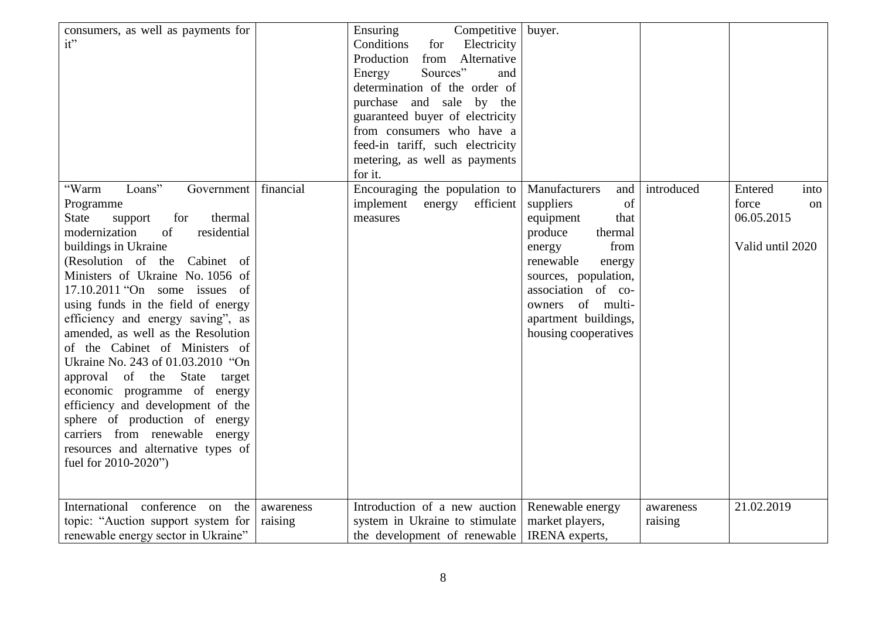| | | | | | |
|---|---|---|---|---|---|
| consumers, as well as payments for it" | | Ensuring Competitive Conditions for Electricity Production from Alternative Energy Sources" and determination of the order of purchase and sale by the guaranteed buyer of electricity from consumers who have a feed-in tariff, such electricity metering, as well as payments for it. | buyer. | | |
| "Warm Loans" Government Programme<br>State support for thermal modernization of residential buildings in Ukraine<br>(Resolution of the Cabinet of Ministers of Ukraine No. 1056 of 17.10.2011 "On some issues of using funds in the field of energy efficiency and energy saving", as amended, as well as the Resolution of the Cabinet of Ministers of Ukraine No. 243 of 01.03.2010 "On approval of the State target economic programme of energy efficiency and development of the sphere of production of energy carriers from renewable energy resources and alternative types of fuel for 2010-2020") | financial | Encouraging the population to implement energy efficient measures | Manufacturers and suppliers of equipment that produce thermal energy from renewable energy sources, population, association of co-owners of multi-apartment buildings, housing cooperatives | introduced | Entered into force on 06.05.2015<br><br>Valid until 2020 |
| International conference on the topic: "Auction support system for renewable energy sector in Ukraine" | awareness raising | Introduction of a new auction system in Ukraine to stimulate the development of renewable | Renewable energy market players, IRENA experts, | awareness raising | 21.02.2019 |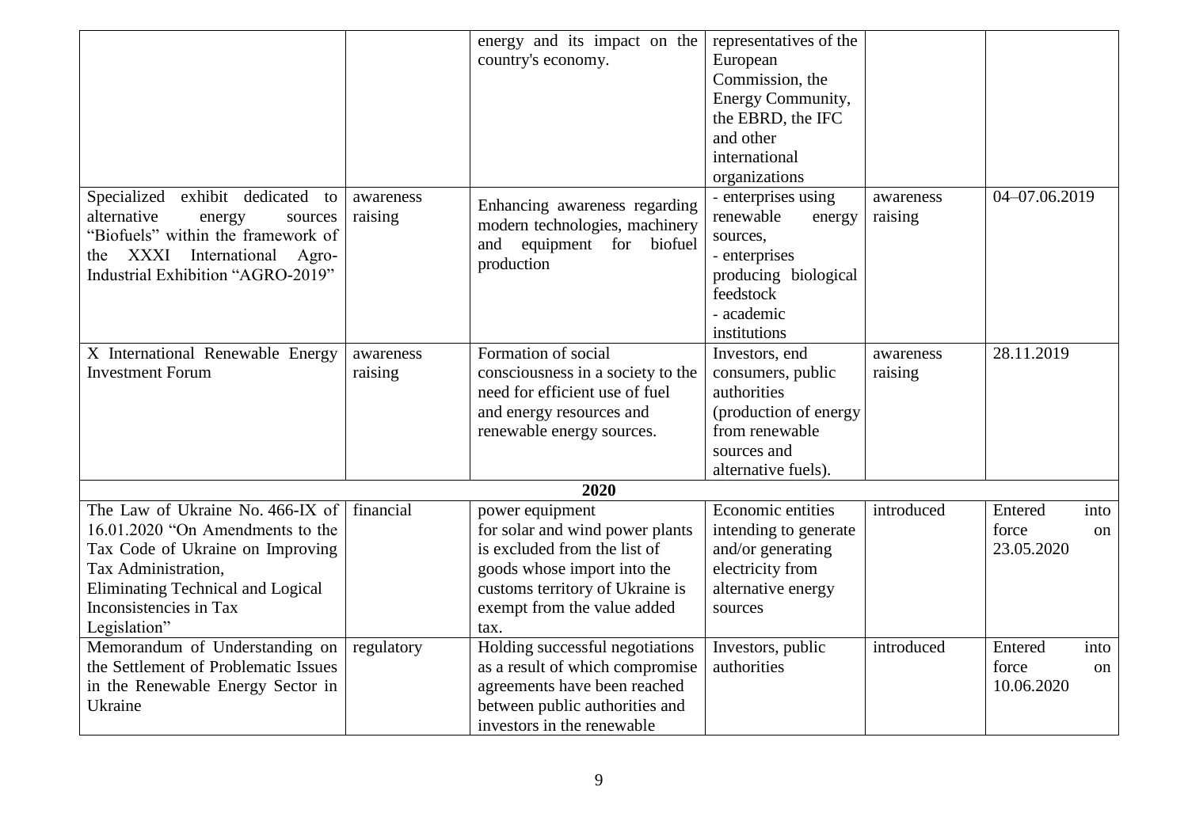| | | | | | |
|---|---|---|---|---|---|
| | | energy and its impact on the country's economy. | representatives of the European Commission, the Energy Community, the EBRD, the IFC and other international organizations | | |
| Specialized exhibit dedicated to alternative energy sources "Biofuels" within the framework of the XXXI International Agro-Industrial Exhibition "AGRO-2019" | awareness raising | Enhancing awareness regarding modern technologies, machinery and equipment for biofuel production | - enterprises using renewable energy sources,<br>- enterprises producing biological feedstock<br>- academic institutions | awareness raising | 04–07.06.2019 |
| X International Renewable Energy Investment Forum | awareness raising | Formation of social consciousness in a society to the need for efficient use of fuel and energy resources and renewable energy sources. | Investors, end consumers, public authorities (production of energy from renewable sources and alternative fuels). | awareness raising | 28.11.2019 |
| **2020** | | | | | |
| The Law of Ukraine No. 466-IX of 16.01.2020 "On Amendments to the Tax Code of Ukraine on Improving Tax Administration, Eliminating Technical and Logical Inconsistencies in Tax Legislation" | financial | power equipment for solar and wind power plants is excluded from the list of goods whose import into the customs territory of Ukraine is exempt from the value added tax. | Economic entities intending to generate and/or generating electricity from alternative energy sources | introduced | Entered into force on 23.05.2020 |
| Memorandum of Understanding on the Settlement of Problematic Issues in the Renewable Energy Sector in Ukraine | regulatory | Holding successful negotiations as a result of which compromise agreements have been reached between public authorities and investors in the renewable | Investors, public authorities | introduced | Entered into force on 10.06.2020 |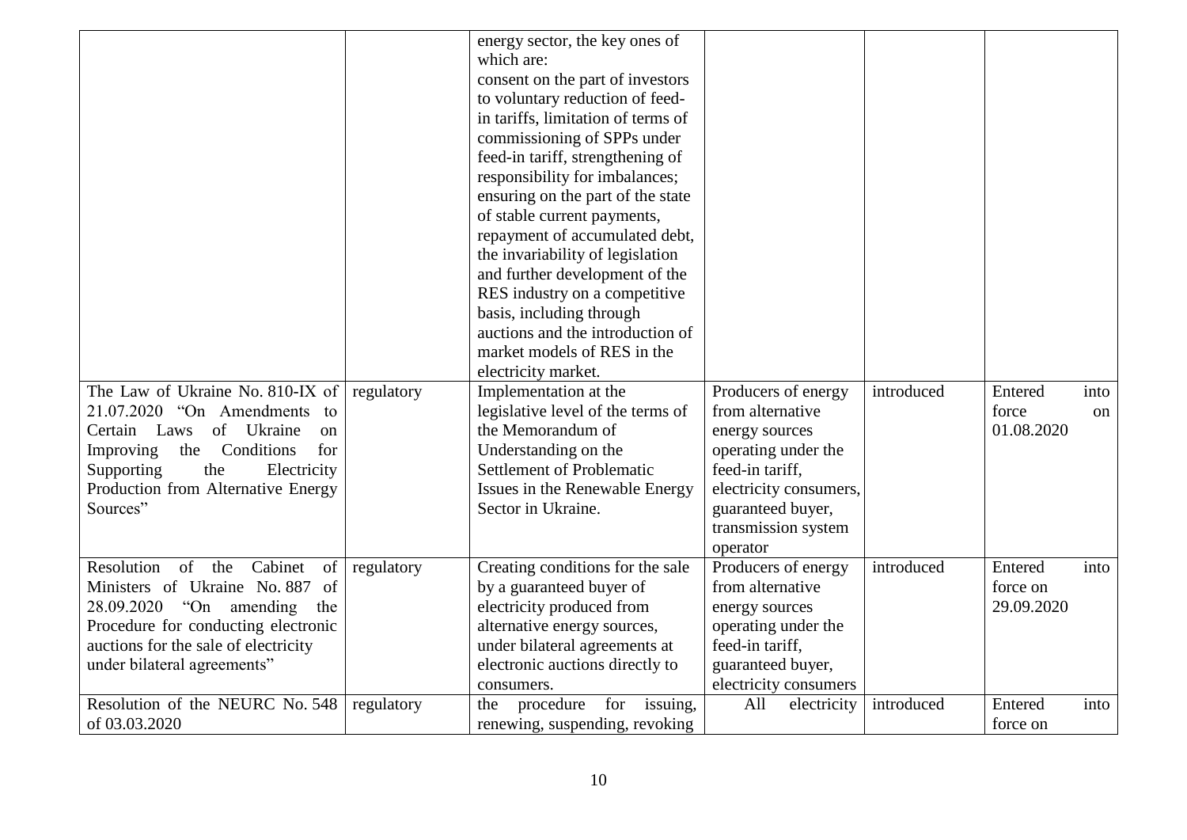| | | | | | |
|---|---|---|---|---|---|
| | | energy sector, the key ones of which are:<br>consent on the part of investors to voluntary reduction of feed-in tariffs, limitation of terms of commissioning of SPPs under feed-in tariff, strengthening of responsibility for imbalances;<br>ensuring on the part of the state of stable current payments, repayment of accumulated debt, the invariability of legislation and further development of the RES industry on a competitive basis, including through auctions and the introduction of market models of RES in the electricity market. | | | |
| The Law of Ukraine No. 810-IX of 21.07.2020 "On Amendments to Certain Laws of Ukraine on Improving the Conditions for Supporting the Electricity Production from Alternative Energy Sources" | regulatory | Implementation at the legislative level of the terms of the Memorandum of Understanding on the Settlement of Problematic Issues in the Renewable Energy Sector in Ukraine. | Producers of energy from alternative energy sources operating under the feed-in tariff, electricity consumers, guaranteed buyer, transmission system operator | introduced | Entered into force on 01.08.2020 |
| Resolution of the Cabinet of Ministers of Ukraine No. 887 of 28.09.2020 "On amending the Procedure for conducting electronic auctions for the sale of electricity under bilateral agreements" | regulatory | Creating conditions for the sale by a guaranteed buyer of electricity produced from alternative energy sources, under bilateral agreements at electronic auctions directly to consumers. | Producers of energy from alternative energy sources operating under the feed-in tariff, guaranteed buyer, electricity consumers | introduced | Entered into force on 29.09.2020 |
| Resolution of the NEURC No. 548 of 03.03.2020 | regulatory | the procedure for issuing, renewing, suspending, revoking | All electricity | introduced | Entered into force on |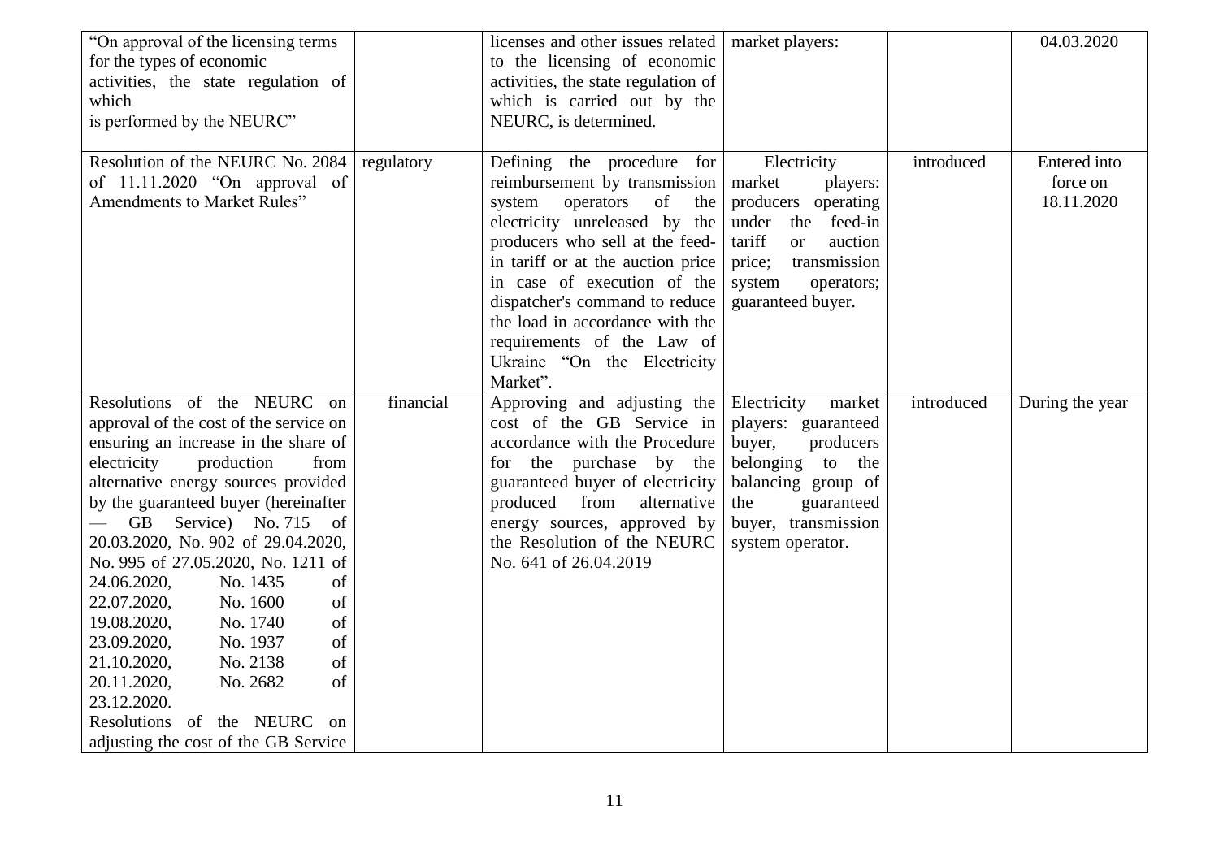| | | | | | |
|---|---|---|---|---|---|
| "On approval of the licensing terms for the types of economic activities, the state regulation of which is performed by the NEURC" | | licenses and other issues related to the licensing of economic activities, the state regulation of which is carried out by the NEURC, is determined. | market players: | | 04.03.2020 |
| Resolution of the NEURC No. 2084 of 11.11.2020 "On approval of Amendments to Market Rules" | regulatory | Defining the procedure for reimbursement by transmission system operators of the electricity unreleased by the producers who sell at the feed-in tariff or at the auction price in case of execution of the dispatcher's command to reduce the load in accordance with the requirements of the Law of Ukraine "On the Electricity Market". | Electricity market players: producers operating under the feed-in tariff or auction price; transmission system operators; guaranteed buyer. | introduced | Entered into force on 18.11.2020 |
| Resolutions of the NEURC on approval of the cost of the service on ensuring an increase in the share of electricity production from alternative energy sources provided by the guaranteed buyer (hereinafter — GB Service) No. 715 of 20.03.2020, No. 902 of 29.04.2020, No. 995 of 27.05.2020, No. 1211 of 24.06.2020, No. 1435 of 22.07.2020, No. 1600 of 19.08.2020, No. 1740 of 23.09.2020, No. 1937 of 21.10.2020, No. 2138 of 20.11.2020, No. 2682 of 23.12.2020. Resolutions of the NEURC on adjusting the cost of the GB Service | financial | Approving and adjusting the cost of the GB Service in accordance with the Procedure for the purchase by the guaranteed buyer of electricity produced from alternative energy sources, approved by the Resolution of the NEURC No. 641 of 26.04.2019 | Electricity market players: guaranteed buyer, producers belonging to the balancing group of the guaranteed buyer, transmission system operator. | introduced | During the year |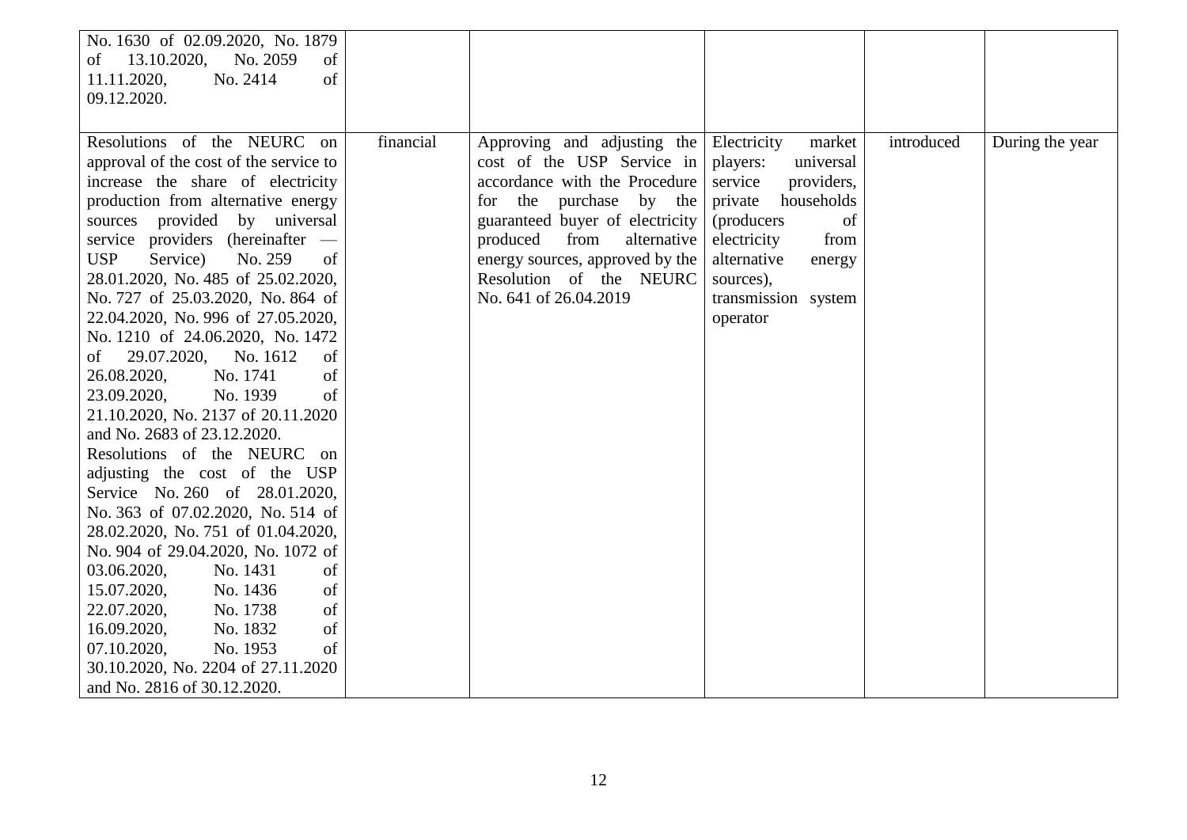| | | | | | |
|---|---|---|---|---|---|
| No. 1630 of 02.09.2020, No. 1879 of 13.10.2020, No. 2059 of 11.11.2020, No. 2414 of 09.12.2020. | | | | | |
| Resolutions of the NEURC on approval of the cost of the service to increase the share of electricity production from alternative energy sources provided by universal service providers (hereinafter — USP Service) No. 259 of 28.01.2020, No. 485 of 25.02.2020, No. 727 of 25.03.2020, No. 864 of 22.04.2020, No. 996 of 27.05.2020, No. 1210 of 24.06.2020, No. 1472 of 29.07.2020, No. 1612 of 26.08.2020, No. 1741 of 23.09.2020, No. 1939 of 21.10.2020, No. 2137 of 20.11.2020 and No. 2683 of 23.12.2020.<br>Resolutions of the NEURC on adjusting the cost of the USP Service No. 260 of 28.01.2020, No. 363 of 07.02.2020, No. 514 of 28.02.2020, No. 751 of 01.04.2020, No. 904 of 29.04.2020, No. 1072 of 03.06.2020, No. 1431 of 15.07.2020, No. 1436 of 22.07.2020, No. 1738 of 16.09.2020, No. 1832 of 07.10.2020, No. 1953 of 30.10.2020, No. 2204 of 27.11.2020 and No. 2816 of 30.12.2020. | financial | Approving and adjusting the cost of the USP Service in accordance with the Procedure for the purchase by the guaranteed buyer of electricity produced from alternative energy sources, approved by the Resolution of the NEURC No. 641 of 26.04.2019 | Electricity market players: universal service providers, private households (producers of electricity from alternative energy sources), transmission system operator | introduced | During the year |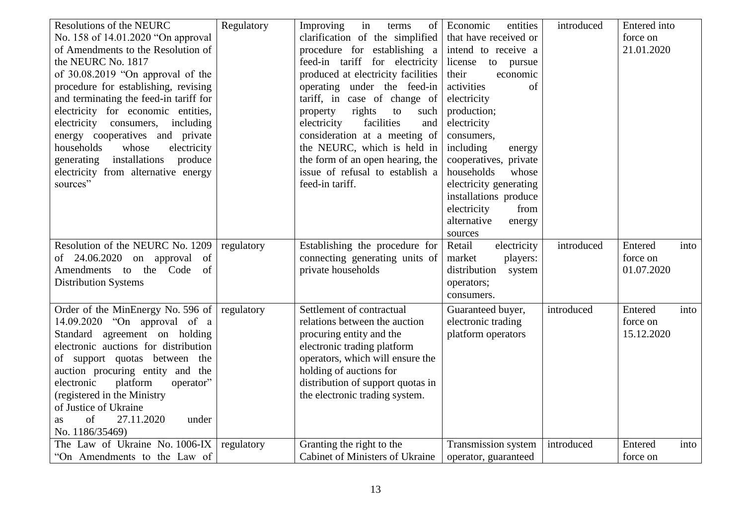| Resolutions of the NEURC No. 158 of 14.01.2020 "On approval of Amendments to the Resolution of the NEURC No. 1817 of 30.08.2019 "On approval of the procedure for establishing, revising and terminating the feed-in tariff for electricity for economic entities, electricity consumers, including energy cooperatives and private households whose electricity generating installations produce electricity from alternative energy sources" | Regulatory | Improving in terms of clarification of the simplified procedure for establishing a feed-in tariff for electricity produced at electricity facilities operating under the feed-in tariff, in case of change of property rights to such electricity facilities and consideration at a meeting of the NEURC, which is held in the form of an open hearing, the issue of refusal to establish a feed-in tariff. | Economic entities that have received or intend to receive a license to pursue their economic activities of electricity production; electricity consumers, including energy cooperatives, private households whose electricity generating installations produce electricity from alternative energy sources | introduced | Entered into force on 21.01.2020 |
|---|---|---|---|---|---|
| Resolution of the NEURC No. 1209 of 24.06.2020 on approval of Amendments to the Code of Distribution Systems | regulatory | Establishing the procedure for connecting generating units of private households | Retail electricity market players: distribution system operators; consumers. | introduced | Entered into force on 01.07.2020 |
| Order of the MinEnergy No. 596 of 14.09.2020 "On approval of a Standard agreement on holding electronic auctions for distribution of support quotas between the auction procuring entity and the electronic platform operator" (registered in the Ministry of Justice of Ukraine as of 27.11.2020 under No. 1186/35469) | regulatory | Settlement of contractual relations between the auction procuring entity and the electronic trading platform operators, which will ensure the holding of auctions for distribution of support quotas in the electronic trading system. | Guaranteed buyer, electronic trading platform operators | introduced | Entered into force on 15.12.2020 |
| The Law of Ukraine No. 1006-IX "On Amendments to the Law of | regulatory | Granting the right to the Cabinet of Ministers of Ukraine | Transmission system operator, guaranteed | introduced | Entered into force on |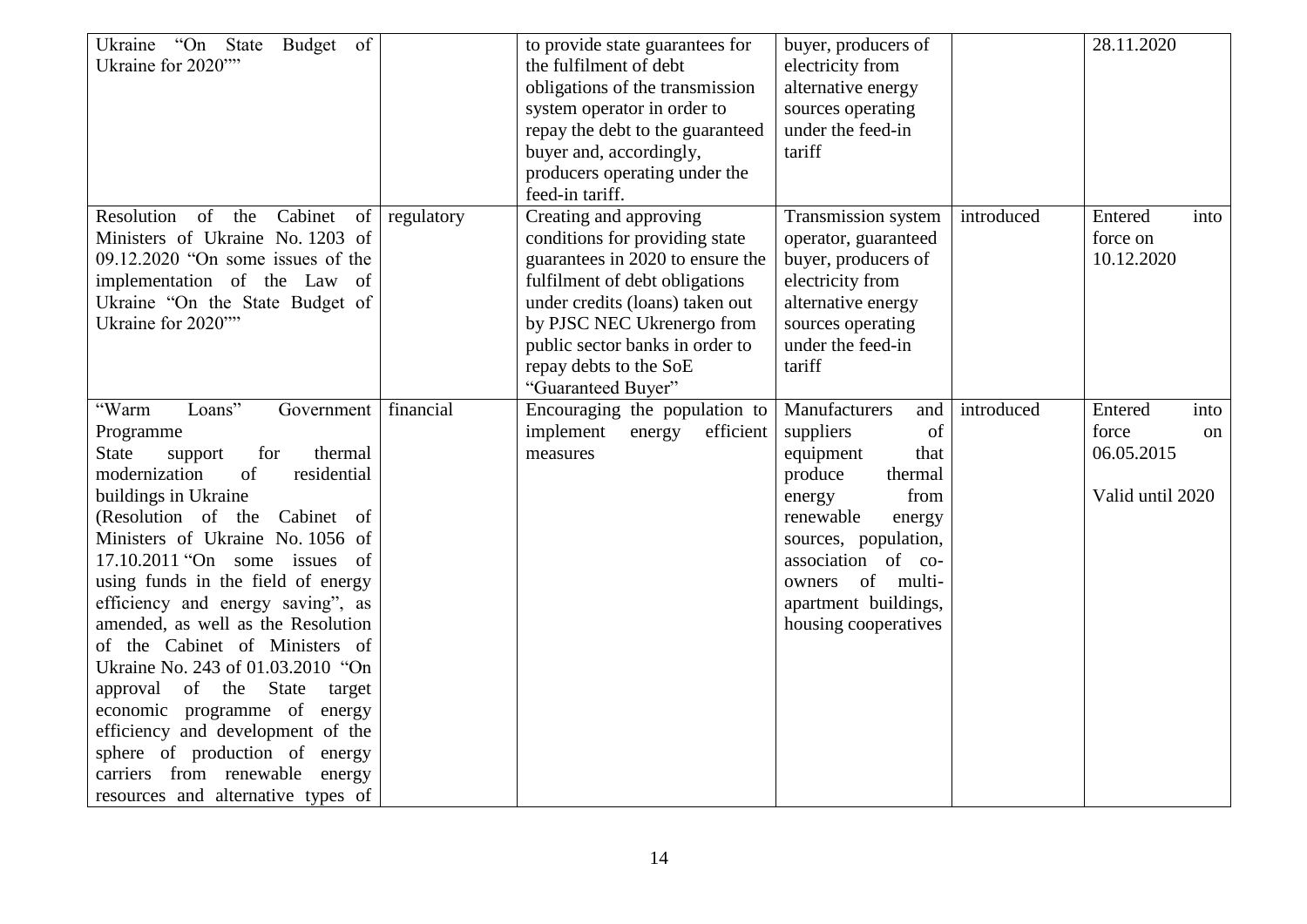| | | | | | |
|---|---|---|---|---|---|
| Ukraine "On State Budget of Ukraine for 2020"" | | to provide state guarantees for the fulfilment of debt obligations of the transmission system operator in order to repay the debt to the guaranteed buyer and, accordingly, producers operating under the feed-in tariff. | buyer, producers of electricity from alternative energy sources operating under the feed-in tariff | | 28.11.2020 |
| Resolution of the Cabinet of Ministers of Ukraine No. 1203 of 09.12.2020 "On some issues of the implementation of the Law of Ukraine "On the State Budget of Ukraine for 2020"" | regulatory | Creating and approving conditions for providing state guarantees in 2020 to ensure the fulfilment of debt obligations under credits (loans) taken out by PJSC NEC Ukrenergo from public sector banks in order to repay debts to the SoE "Guaranteed Buyer" | Transmission system operator, guaranteed buyer, producers of electricity from alternative energy sources operating under the feed-in tariff | introduced | Entered into force on 10.12.2020 |
| "Warm Loans" Government Programme<br>State support for thermal modernization of residential buildings in Ukraine<br>(Resolution of the Cabinet of Ministers of Ukraine No. 1056 of 17.10.2011 "On some issues of using funds in the field of energy efficiency and energy saving", as amended, as well as the Resolution of the Cabinet of Ministers of Ukraine No. 243 of 01.03.2010 "On approval of the State target economic programme of energy efficiency and development of the sphere of production of energy carriers from renewable energy resources and alternative types of | financial | Encouraging the population to implement energy efficient measures | Manufacturers and suppliers of equipment that produce thermal energy from renewable energy sources, population, association of co-owners of multi-apartment buildings, housing cooperatives | introduced | Entered into force on 06.05.2015<br><br>Valid until 2020 |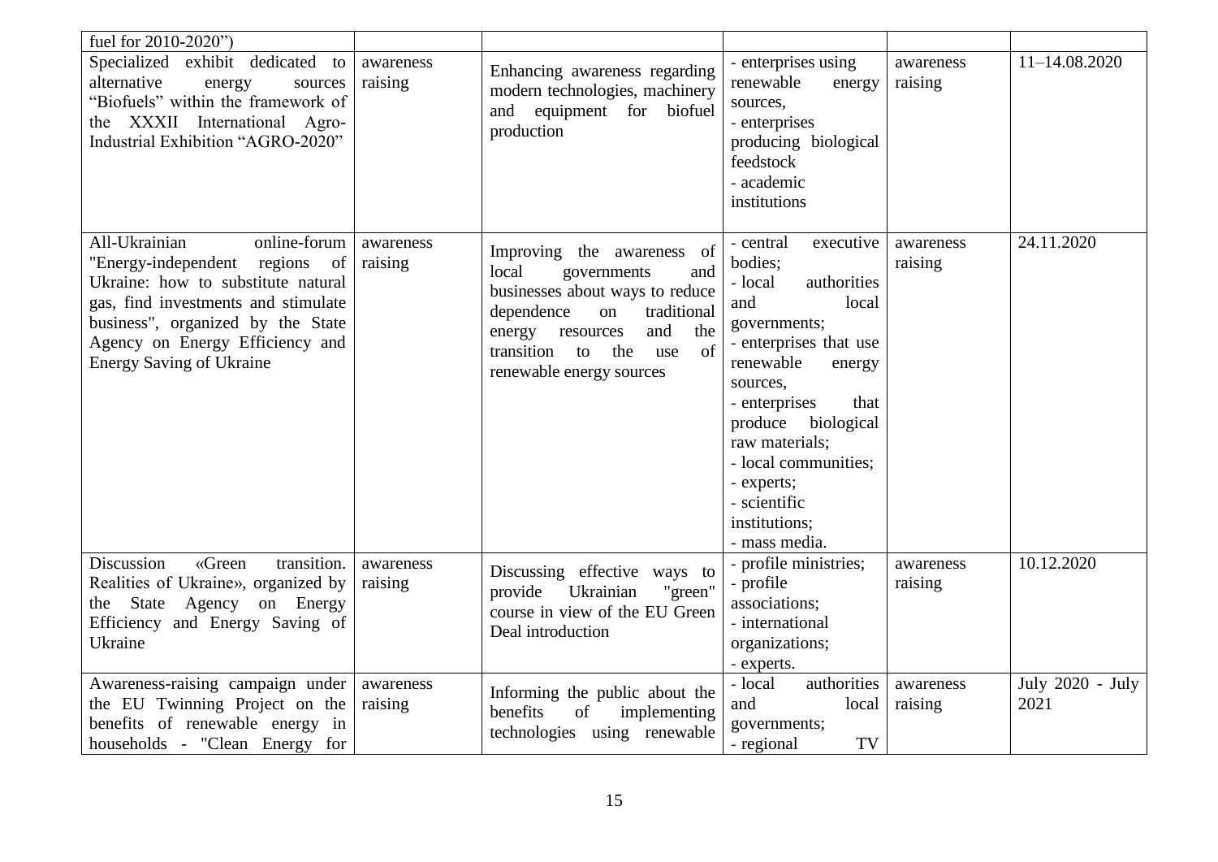| | | | | | |
|---|---|---|---|---|---|
| fuel for 2010-2020") | | | | | |
| Specialized exhibit dedicated to alternative energy sources "Biofuels" within the framework of the XXXII International Agro-Industrial Exhibition "AGRO-2020" | awareness raising | Enhancing awareness regarding modern technologies, machinery and equipment for biofuel production | - enterprises using renewable energy sources,<br>- enterprises producing biological feedstock<br>- academic institutions | awareness raising | 11–14.08.2020 |
| All-Ukrainian online-forum "Energy-independent regions of Ukraine: how to substitute natural gas, find investments and stimulate business", organized by the State Agency on Energy Efficiency and Energy Saving of Ukraine | awareness raising | Improving the awareness of local governments and businesses about ways to reduce dependence on traditional energy resources and the transition to the use of renewable energy sources | - central executive bodies;<br>- local authorities and local governments;<br>- enterprises that use renewable energy sources,<br>- enterprises that produce biological raw materials;<br>- local communities;<br>- experts;<br>- scientific institutions;<br>- mass media. | awareness raising | 24.11.2020 |
| Discussion «Green transition. Realities of Ukraine», organized by the State Agency on Energy Efficiency and Energy Saving of Ukraine | awareness raising | Discussing effective ways to provide Ukrainian "green" course in view of the EU Green Deal introduction | - profile ministries;<br>- profile associations;<br>- international organizations;<br>- experts. | awareness raising | 10.12.2020 |
| Awareness-raising campaign under the EU Twinning Project on the benefits of renewable energy in households - "Clean Energy for | awareness raising | Informing the public about the benefits of implementing technologies using renewable | - local authorities and local governments;<br>- regional TV | awareness raising | July 2020 - July 2021 |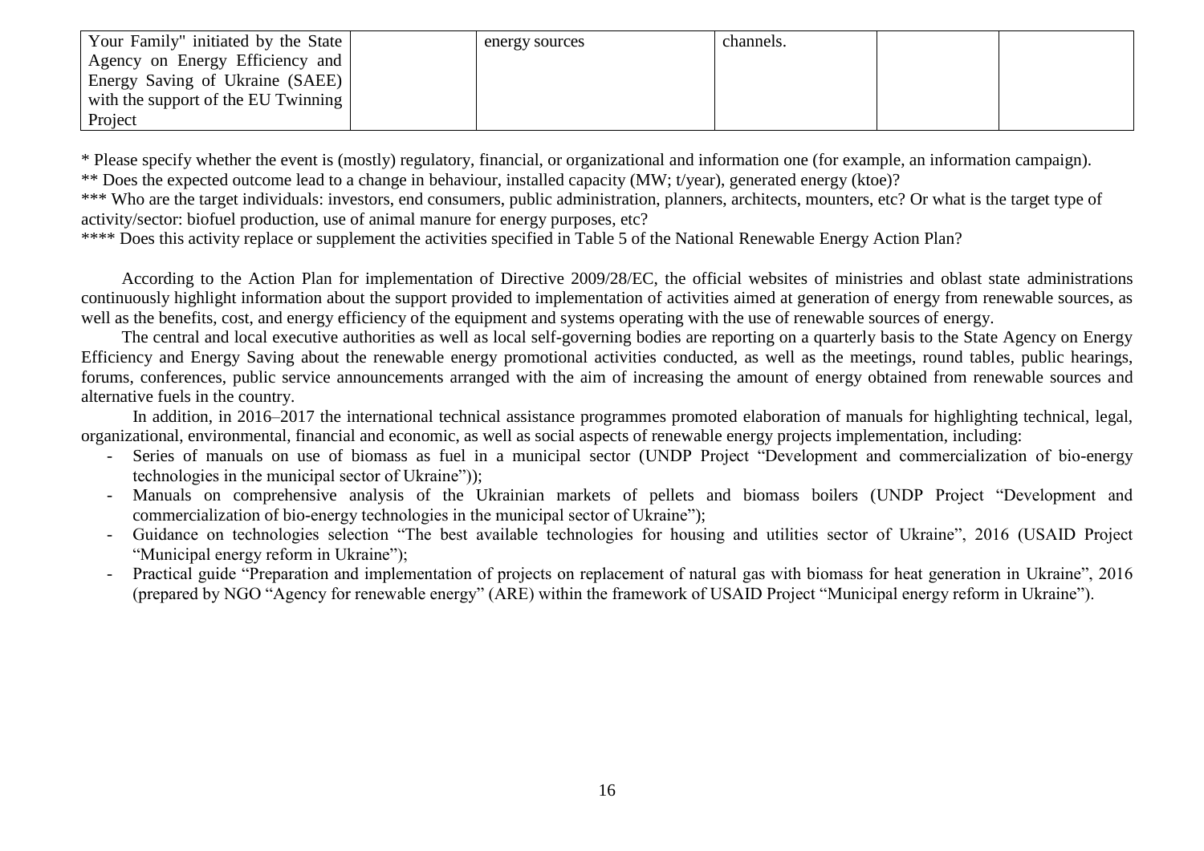| Your Family" initiated by the State Agency on Energy Efficiency and Energy Saving of Ukraine (SAEE) with the support of the EU Twinning Project | | energy sources | channels. | | |
|---|---|---|---|---|---|

\* Please specify whether the event is (mostly) regulatory, financial, or organizational and information one (for example, an information campaign).

\** Does the expected outcome lead to a change in behaviour, installed capacity (MW; t/year), generated energy (ktoe)?

\*** Who are the target individuals: investors, end consumers, public administration, planners, architects, mounters, etc? Or what is the target type of activity/sector: biofuel production, use of animal manure for energy purposes, etc?

\**** Does this activity replace or supplement the activities specified in Table 5 of the National Renewable Energy Action Plan?

According to the Action Plan for implementation of Directive 2009/28/EC, the official websites of ministries and oblast state administrations continuously highlight information about the support provided to implementation of activities aimed at generation of energy from renewable sources, as well as the benefits, cost, and energy efficiency of the equipment and systems operating with the use of renewable sources of energy.

The central and local executive authorities as well as local self-governing bodies are reporting on a quarterly basis to the State Agency on Energy Efficiency and Energy Saving about the renewable energy promotional activities conducted, as well as the meetings, round tables, public hearings, forums, conferences, public service announcements arranged with the aim of increasing the amount of energy obtained from renewable sources and alternative fuels in the country.

In addition, in 2016–2017 the international technical assistance programmes promoted elaboration of manuals for highlighting technical, legal, organizational, environmental, financial and economic, as well as social aspects of renewable energy projects implementation, including:

- Series of manuals on use of biomass as fuel in a municipal sector (UNDP Project "Development and commercialization of bio-energy technologies in the municipal sector of Ukraine"));
- Manuals on comprehensive analysis of the Ukrainian markets of pellets and biomass boilers (UNDP Project "Development and commercialization of bio-energy technologies in the municipal sector of Ukraine");
- Guidance on technologies selection "The best available technologies for housing and utilities sector of Ukraine", 2016 (USAID Project "Municipal energy reform in Ukraine");
- Practical guide "Preparation and implementation of projects on replacement of natural gas with biomass for heat generation in Ukraine", 2016 (prepared by NGO "Agency for renewable energy" (ARE) within the framework of USAID Project "Municipal energy reform in Ukraine").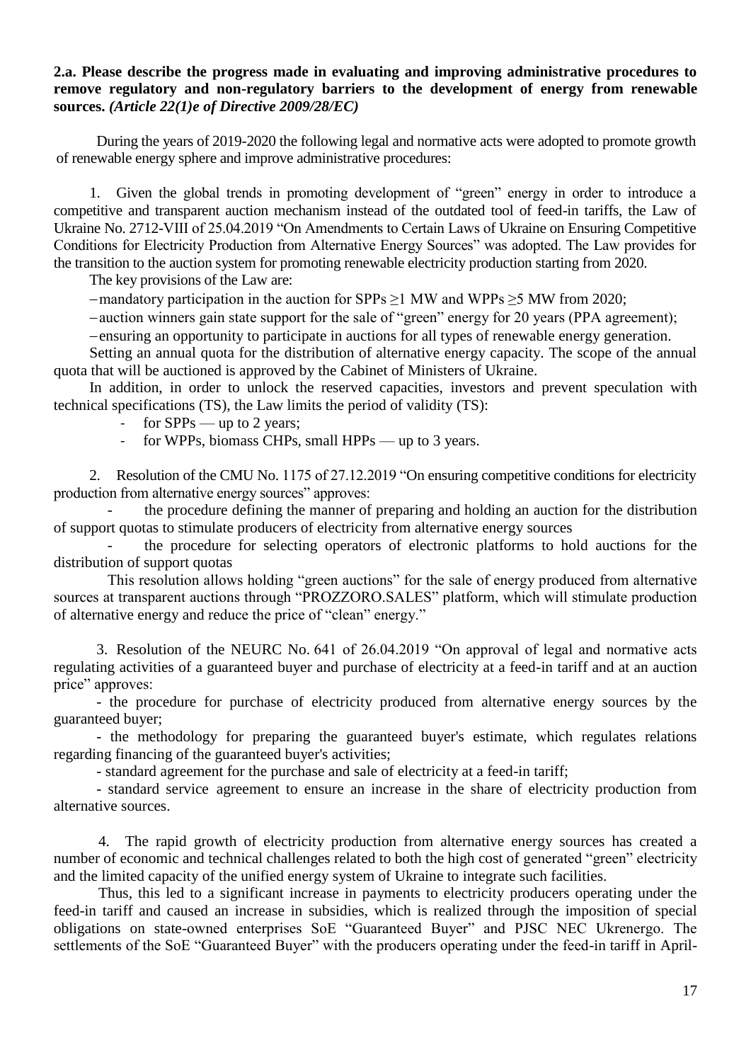**2.a. Please describe the progress made in evaluating and improving administrative procedures to remove regulatory and non-regulatory barriers to the development of energy from renewable sources.** ***(Article 22(1)e of Directive 2009/28/EC)***

During the years of 2019-2020 the following legal and normative acts were adopted to promote growth of renewable energy sphere and improve administrative procedures:

1. Given the global trends in promoting development of "green" energy in order to introduce a competitive and transparent auction mechanism instead of the outdated tool of feed-in tariffs, the Law of Ukraine No. 2712-VIII of 25.04.2019 "On Amendments to Certain Laws of Ukraine on Ensuring Competitive Conditions for Electricity Production from Alternative Energy Sources" was adopted. The Law provides for the transition to the auction system for promoting renewable electricity production starting from 2020.

The key provisions of the Law are:

– mandatory participation in the auction for SPPs ≥1 MW and WPPs ≥5 MW from 2020;

– auction winners gain state support for the sale of "green" energy for 20 years (PPA agreement);

– ensuring an opportunity to participate in auctions for all types of renewable energy generation.

Setting an annual quota for the distribution of alternative energy capacity. The scope of the annual quota that will be auctioned is approved by the Cabinet of Ministers of Ukraine.

In addition, in order to unlock the reserved capacities, investors and prevent speculation with technical specifications (TS), the Law limits the period of validity (TS):

- for SPPs — up to 2 years;
- for WPPs, biomass CHPs, small HPPs — up to 3 years.

2. Resolution of the CMU No. 1175 of 27.12.2019 "On ensuring competitive conditions for electricity production from alternative energy sources" approves:

- the procedure defining the manner of preparing and holding an auction for the distribution of support quotas to stimulate producers of electricity from alternative energy sources
- the procedure for selecting operators of electronic platforms to hold auctions for the distribution of support quotas

This resolution allows holding "green auctions" for the sale of energy produced from alternative sources at transparent auctions through "PROZZORO.SALES" platform, which will stimulate production of alternative energy and reduce the price of "clean" energy."

3. Resolution of the NEURC No. 641 of 26.04.2019 "On approval of legal and normative acts regulating activities of a guaranteed buyer and purchase of electricity at a feed-in tariff and at an auction price" approves:

- the procedure for purchase of electricity produced from alternative energy sources by the guaranteed buyer;
- the methodology for preparing the guaranteed buyer's estimate, which regulates relations regarding financing of the guaranteed buyer's activities;
- standard agreement for the purchase and sale of electricity at a feed-in tariff;
- standard service agreement to ensure an increase in the share of electricity production from alternative sources.

4. The rapid growth of electricity production from alternative energy sources has created a number of economic and technical challenges related to both the high cost of generated "green" electricity and the limited capacity of the unified energy system of Ukraine to integrate such facilities.

Thus, this led to a significant increase in payments to electricity producers operating under the feed-in tariff and caused an increase in subsidies, which is realized through the imposition of special obligations on state-owned enterprises SoE "Guaranteed Buyer" and PJSC NEC Ukrenergo. The settlements of the SoE "Guaranteed Buyer" with the producers operating under the feed-in tariff in April-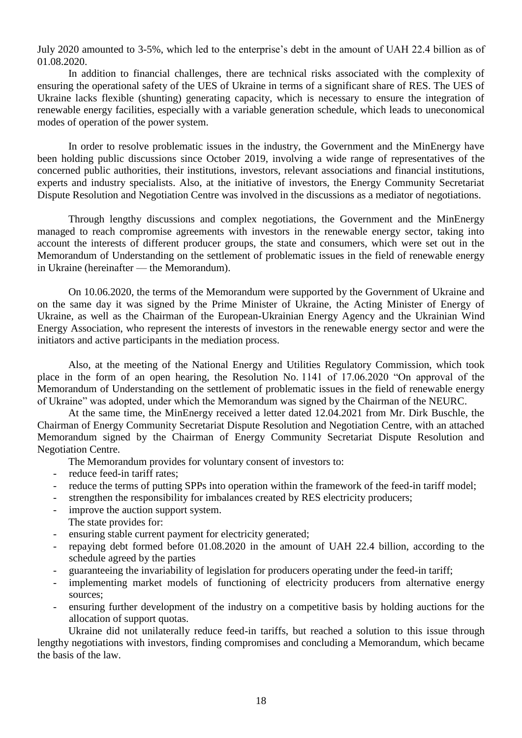July 2020 amounted to 3-5%, which led to the enterprise's debt in the amount of UAH 22.4 billion as of 01.08.2020.

In addition to financial challenges, there are technical risks associated with the complexity of ensuring the operational safety of the UES of Ukraine in terms of a significant share of RES. The UES of Ukraine lacks flexible (shunting) generating capacity, which is necessary to ensure the integration of renewable energy facilities, especially with a variable generation schedule, which leads to uneconomical modes of operation of the power system.

In order to resolve problematic issues in the industry, the Government and the MinEnergy have been holding public discussions since October 2019, involving a wide range of representatives of the concerned public authorities, their institutions, investors, relevant associations and financial institutions, experts and industry specialists. Also, at the initiative of investors, the Energy Community Secretariat Dispute Resolution and Negotiation Centre was involved in the discussions as a mediator of negotiations.

Through lengthy discussions and complex negotiations, the Government and the MinEnergy managed to reach compromise agreements with investors in the renewable energy sector, taking into account the interests of different producer groups, the state and consumers, which were set out in the Memorandum of Understanding on the settlement of problematic issues in the field of renewable energy in Ukraine (hereinafter — the Memorandum).

On 10.06.2020, the terms of the Memorandum were supported by the Government of Ukraine and on the same day it was signed by the Prime Minister of Ukraine, the Acting Minister of Energy of Ukraine, as well as the Chairman of the European-Ukrainian Energy Agency and the Ukrainian Wind Energy Association, who represent the interests of investors in the renewable energy sector and were the initiators and active participants in the mediation process.

Also, at the meeting of the National Energy and Utilities Regulatory Commission, which took place in the form of an open hearing, the Resolution No. 1141 of 17.06.2020 "On approval of the Memorandum of Understanding on the settlement of problematic issues in the field of renewable energy of Ukraine" was adopted, under which the Memorandum was signed by the Chairman of the NEURC.

At the same time, the MinEnergy received a letter dated 12.04.2021 from Mr. Dirk Buschle, the Chairman of Energy Community Secretariat Dispute Resolution and Negotiation Centre, with an attached Memorandum signed by the Chairman of Energy Community Secretariat Dispute Resolution and Negotiation Centre.

The Memorandum provides for voluntary consent of investors to:

- reduce feed-in tariff rates;
- reduce the terms of putting SPPs into operation within the framework of the feed-in tariff model;
- strengthen the responsibility for imbalances created by RES electricity producers;
- improve the auction support system.

The state provides for:

- ensuring stable current payment for electricity generated;
- repaying debt formed before 01.08.2020 in the amount of UAH 22.4 billion, according to the schedule agreed by the parties
- guaranteeing the invariability of legislation for producers operating under the feed-in tariff;
- implementing market models of functioning of electricity producers from alternative energy sources;
- ensuring further development of the industry on a competitive basis by holding auctions for the allocation of support quotas.

Ukraine did not unilaterally reduce feed-in tariffs, but reached a solution to this issue through lengthy negotiations with investors, finding compromises and concluding a Memorandum, which became the basis of the law.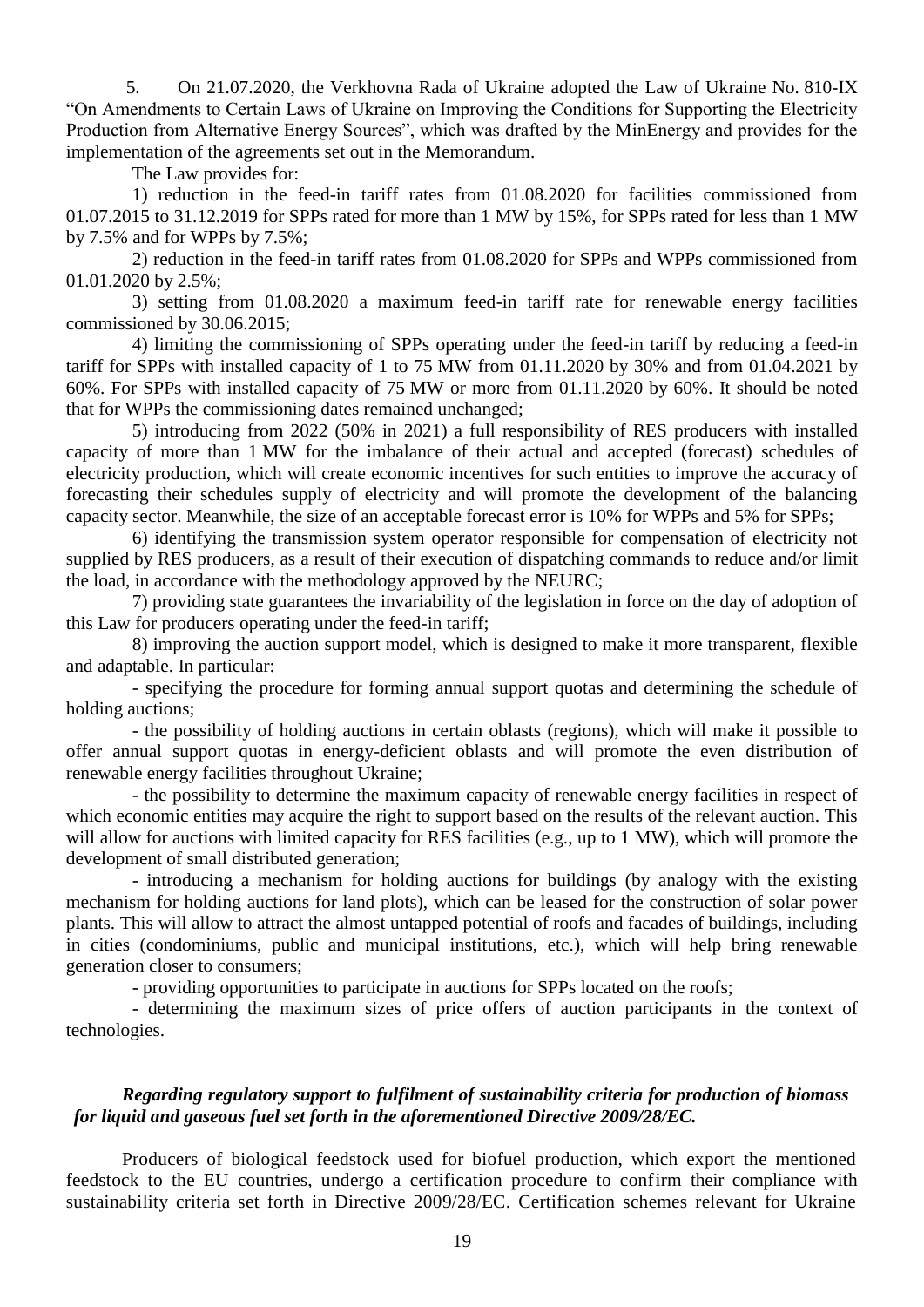5. On 21.07.2020, the Verkhovna Rada of Ukraine adopted the Law of Ukraine No. 810-IX "On Amendments to Certain Laws of Ukraine on Improving the Conditions for Supporting the Electricity Production from Alternative Energy Sources", which was drafted by the MinEnergy and provides for the implementation of the agreements set out in the Memorandum.

The Law provides for:

1) reduction in the feed-in tariff rates from 01.08.2020 for facilities commissioned from 01.07.2015 to 31.12.2019 for SPPs rated for more than 1 MW by 15%, for SPPs rated for less than 1 MW by 7.5% and for WPPs by 7.5%;

2) reduction in the feed-in tariff rates from 01.08.2020 for SPPs and WPPs commissioned from 01.01.2020 by 2.5%;

3) setting from 01.08.2020 a maximum feed-in tariff rate for renewable energy facilities commissioned by 30.06.2015;

4) limiting the commissioning of SPPs operating under the feed-in tariff by reducing a feed-in tariff for SPPs with installed capacity of 1 to 75 MW from 01.11.2020 by 30% and from 01.04.2021 by 60%. For SPPs with installed capacity of 75 MW or more from 01.11.2020 by 60%. It should be noted that for WPPs the commissioning dates remained unchanged;

5) introducing from 2022 (50% in 2021) a full responsibility of RES producers with installed capacity of more than 1 MW for the imbalance of their actual and accepted (forecast) schedules of electricity production, which will create economic incentives for such entities to improve the accuracy of forecasting their schedules supply of electricity and will promote the development of the balancing capacity sector. Meanwhile, the size of an acceptable forecast error is 10% for WPPs and 5% for SPPs;

6) identifying the transmission system operator responsible for compensation of electricity not supplied by RES producers, as a result of their execution of dispatching commands to reduce and/or limit the load, in accordance with the methodology approved by the NEURC;

7) providing state guarantees the invariability of the legislation in force on the day of adoption of this Law for producers operating under the feed-in tariff;

8) improving the auction support model, which is designed to make it more transparent, flexible and adaptable. In particular:

- specifying the procedure for forming annual support quotas and determining the schedule of holding auctions;

- the possibility of holding auctions in certain oblasts (regions), which will make it possible to offer annual support quotas in energy-deficient oblasts and will promote the even distribution of renewable energy facilities throughout Ukraine;

- the possibility to determine the maximum capacity of renewable energy facilities in respect of which economic entities may acquire the right to support based on the results of the relevant auction. This will allow for auctions with limited capacity for RES facilities (e.g., up to 1 MW), which will promote the development of small distributed generation;

- introducing a mechanism for holding auctions for buildings (by analogy with the existing mechanism for holding auctions for land plots), which can be leased for the construction of solar power plants. This will allow to attract the almost untapped potential of roofs and facades of buildings, including in cities (condominiums, public and municipal institutions, etc.), which will help bring renewable generation closer to consumers;

- providing opportunities to participate in auctions for SPPs located on the roofs;

- determining the maximum sizes of price offers of auction participants in the context of technologies.

***Regarding regulatory support to fulfilment of sustainability criteria for production of biomass for liquid and gaseous fuel set forth in the aforementioned Directive 2009/28/EC.***

Producers of biological feedstock used for biofuel production, which export the mentioned feedstock to the EU countries, undergo a certification procedure to confirm their compliance with sustainability criteria set forth in Directive 2009/28/EC. Certification schemes relevant for Ukraine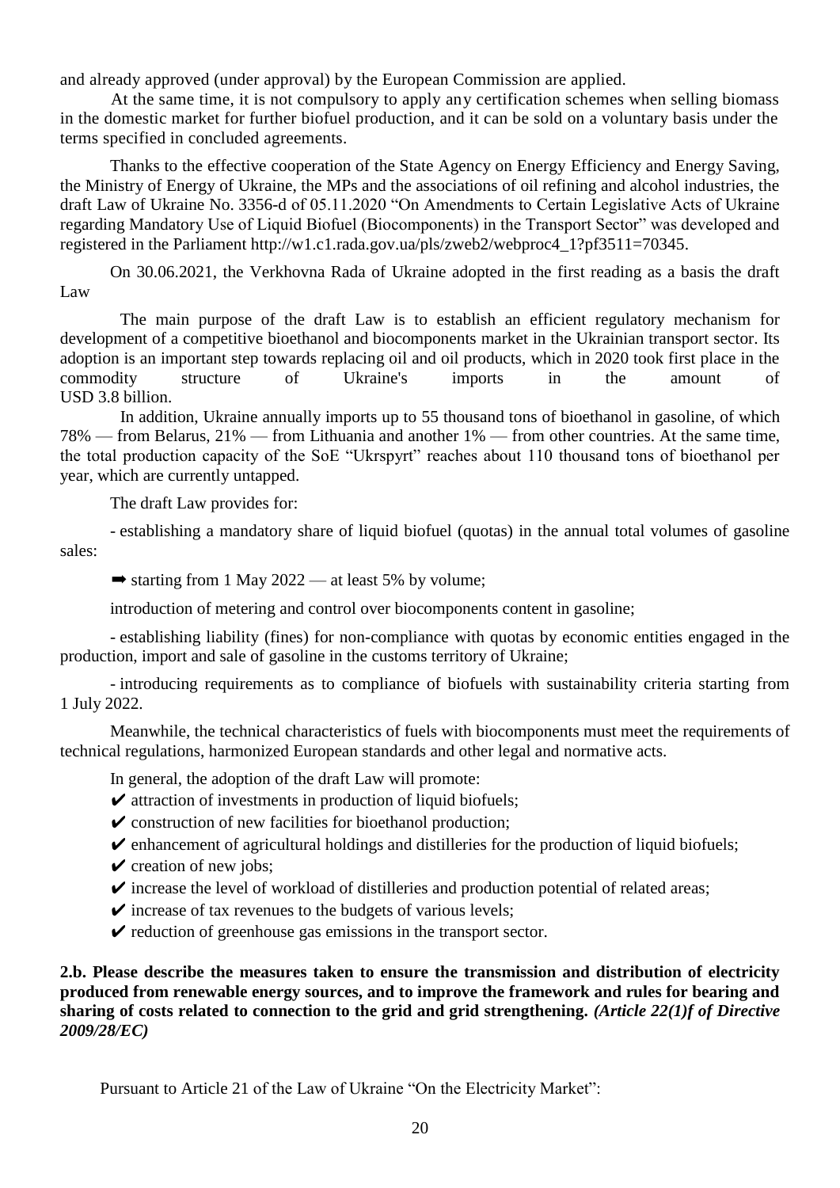and already approved (under approval) by the European Commission are applied.

At the same time, it is not compulsory to apply any certification schemes when selling biomass in the domestic market for further biofuel production, and it can be sold on a voluntary basis under the terms specified in concluded agreements.

Thanks to the effective cooperation of the State Agency on Energy Efficiency and Energy Saving, the Ministry of Energy of Ukraine, the MPs and the associations of oil refining and alcohol industries, the draft Law of Ukraine No. 3356-d of 05.11.2020 "On Amendments to Certain Legislative Acts of Ukraine regarding Mandatory Use of Liquid Biofuel (Biocomponents) in the Transport Sector" was developed and registered in the Parliament http://w1.c1.rada.gov.ua/pls/zweb2/webproc4_1?pf3511=70345.

On 30.06.2021, the Verkhovna Rada of Ukraine adopted in the first reading as a basis the draft Law

The main purpose of the draft Law is to establish an efficient regulatory mechanism for development of a competitive bioethanol and biocomponents market in the Ukrainian transport sector. Its adoption is an important step towards replacing oil and oil products, which in 2020 took first place in the commodity structure of Ukraine's imports in the amount of USD 3.8 billion.

In addition, Ukraine annually imports up to 55 thousand tons of bioethanol in gasoline, of which 78% — from Belarus, 21% — from Lithuania and another 1% — from other countries. At the same time, the total production capacity of the SoE "Ukrspyrt" reaches about 110 thousand tons of bioethanol per year, which are currently untapped.

The draft Law provides for:

- establishing a mandatory share of liquid biofuel (quotas) in the annual total volumes of gasoline sales:

➡ starting from 1 May 2022 — at least 5% by volume;

introduction of metering and control over biocomponents content in gasoline;

- establishing liability (fines) for non-compliance with quotas by economic entities engaged in the production, import and sale of gasoline in the customs territory of Ukraine;

- introducing requirements as to compliance of biofuels with sustainability criteria starting from 1 July 2022.

Meanwhile, the technical characteristics of fuels with biocomponents must meet the requirements of technical regulations, harmonized European standards and other legal and normative acts.

In general, the adoption of the draft Law will promote:

✔ attraction of investments in production of liquid biofuels;
✔ construction of new facilities for bioethanol production;
✔ enhancement of agricultural holdings and distilleries for the production of liquid biofuels;
✔ creation of new jobs;
✔ increase the level of workload of distilleries and production potential of related areas;
✔ increase of tax revenues to the budgets of various levels;
✔ reduction of greenhouse gas emissions in the transport sector.

**2.b. Please describe the measures taken to ensure the transmission and distribution of electricity produced from renewable energy sources, and to improve the framework and rules for bearing and sharing of costs related to connection to the grid and grid strengthening.** ***(Article 22(1)f of Directive 2009/28/EC)***

Pursuant to Article 21 of the Law of Ukraine "On the Electricity Market":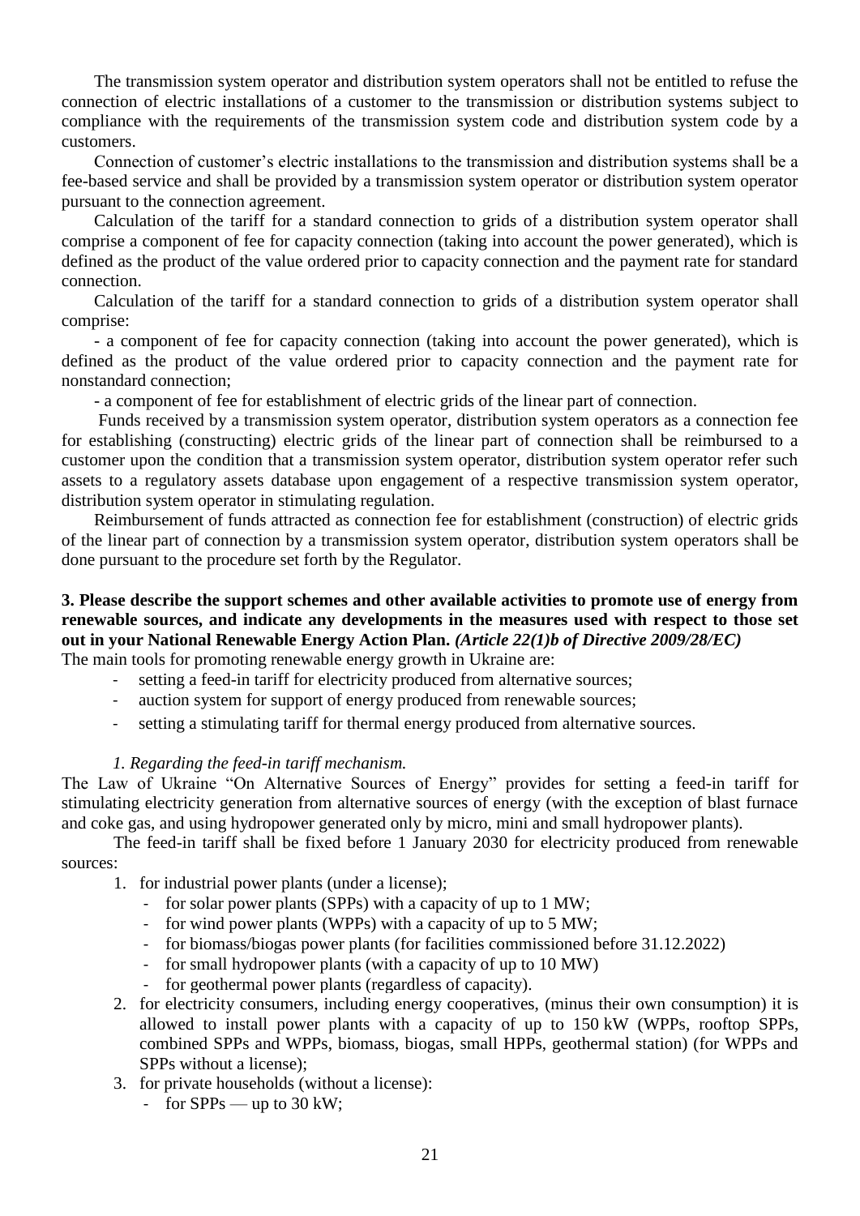The transmission system operator and distribution system operators shall not be entitled to refuse the connection of electric installations of a customer to the transmission or distribution systems subject to compliance with the requirements of the transmission system code and distribution system code by a customers.

Connection of customer's electric installations to the transmission and distribution systems shall be a fee-based service and shall be provided by a transmission system operator or distribution system operator pursuant to the connection agreement.

Calculation of the tariff for a standard connection to grids of a distribution system operator shall comprise a component of fee for capacity connection (taking into account the power generated), which is defined as the product of the value ordered prior to capacity connection and the payment rate for standard connection.

Calculation of the tariff for a standard connection to grids of a distribution system operator shall comprise:

- a component of fee for capacity connection (taking into account the power generated), which is defined as the product of the value ordered prior to capacity connection and the payment rate for nonstandard connection;
- a component of fee for establishment of electric grids of the linear part of connection.

Funds received by a transmission system operator, distribution system operators as a connection fee for establishing (constructing) electric grids of the linear part of connection shall be reimbursed to a customer upon the condition that a transmission system operator, distribution system operator refer such assets to a regulatory assets database upon engagement of a respective transmission system operator, distribution system operator in stimulating regulation.

Reimbursement of funds attracted as connection fee for establishment (construction) of electric grids of the linear part of connection by a transmission system operator, distribution system operators shall be done pursuant to the procedure set forth by the Regulator.

**3. Please describe the support schemes and other available activities to promote use of energy from renewable sources, and indicate any developments in the measures used with respect to those set out in your National Renewable Energy Action Plan.** ***(Article 22(1)b of Directive 2009/28/EC)***

The main tools for promoting renewable energy growth in Ukraine are:

- setting a feed-in tariff for electricity produced from alternative sources;
- auction system for support of energy produced from renewable sources;
- setting a stimulating tariff for thermal energy produced from alternative sources.

*1. Regarding the feed-in tariff mechanism.*

The Law of Ukraine "On Alternative Sources of Energy" provides for setting a feed-in tariff for stimulating electricity generation from alternative sources of energy (with the exception of blast furnace and coke gas, and using hydropower generated only by micro, mini and small hydropower plants).

The feed-in tariff shall be fixed before 1 January 2030 for electricity produced from renewable sources:

1. for industrial power plants (under a license);
   - for solar power plants (SPPs) with a capacity of up to 1 MW;
   - for wind power plants (WPPs) with a capacity of up to 5 MW;
   - for biomass/biogas power plants (for facilities commissioned before 31.12.2022)
   - for small hydropower plants (with a capacity of up to 10 MW)
   - for geothermal power plants (regardless of capacity).
2. for electricity consumers, including energy cooperatives, (minus their own consumption) it is allowed to install power plants with a capacity of up to 150 kW (WPPs, rooftop SPPs, combined SPPs and WPPs, biomass, biogas, small HPPs, geothermal station) (for WPPs and SPPs without a license);
3. for private households (without a license):
   - for SPPs — up to 30 kW;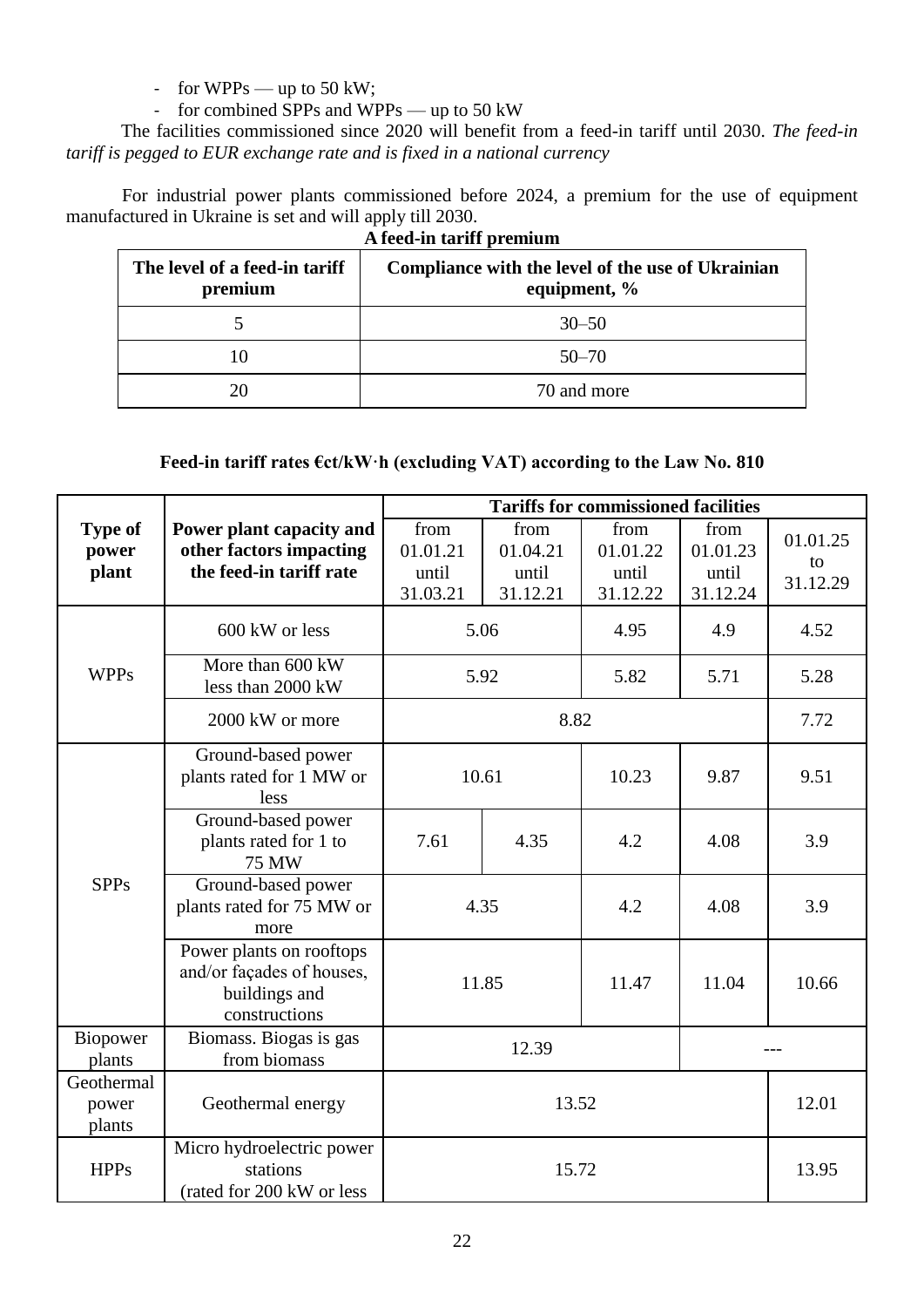- for WPPs — up to 50 kW;
- for combined SPPs and WPPs — up to 50 kW

The facilities commissioned since 2020 will benefit from a feed-in tariff until 2030. *The feed-in tariff is pegged to EUR exchange rate and is fixed in a national currency*

For industrial power plants commissioned before 2024, a premium for the use of equipment manufactured in Ukraine is set and will apply till 2030.

**A feed-in tariff premium**

| The level of a feed-in tariff premium | Compliance with the level of the use of Ukrainian equipment, % |
|---|---|
| 5 | 30–50 |
| 10 | 50–70 |
| 20 | 70 and more |

**Feed-in tariff rates €ct/kW·h (excluding VAT) according to the Law No. 810**

| Type of power plant | Power plant capacity and other factors impacting the feed-in tariff rate | Tariffs for commissioned facilities | | | | |
|---|---|---|---|---|---|---|
| | | from 01.01.21 until 31.03.21 | from 01.04.21 until 31.12.21 | from 01.01.22 until 31.12.22 | from 01.01.23 until 31.12.24 | 01.01.25 to 31.12.29 |
| WPPs | 600 kW or less | 5.06 | | 4.95 | 4.9 | 4.52 |
| | More than 600 kW less than 2000 kW | 5.92 | | 5.82 | 5.71 | 5.28 |
| | 2000 kW or more | 8.82 | | | | 7.72 |
| SPPs | Ground-based power plants rated for 1 MW or less | 10.61 | | 10.23 | 9.87 | 9.51 |
| | Ground-based power plants rated for 1 to 75 MW | 7.61 | 4.35 | 4.2 | 4.08 | 3.9 |
| | Ground-based power plants rated for 75 MW or more | 4.35 | | 4.2 | 4.08 | 3.9 |
| | Power plants on rooftops and/or façades of houses, buildings and constructions | 11.85 | | 11.47 | 11.04 | 10.66 |
| Biopower plants | Biomass. Biogas is gas from biomass | 12.39 | | | --- | |
| Geothermal power plants | Geothermal energy | 13.52 | | | | 12.01 |
| HPPs | Micro hydroelectric power stations (rated for 200 kW or less | 15.72 | | | | 13.95 |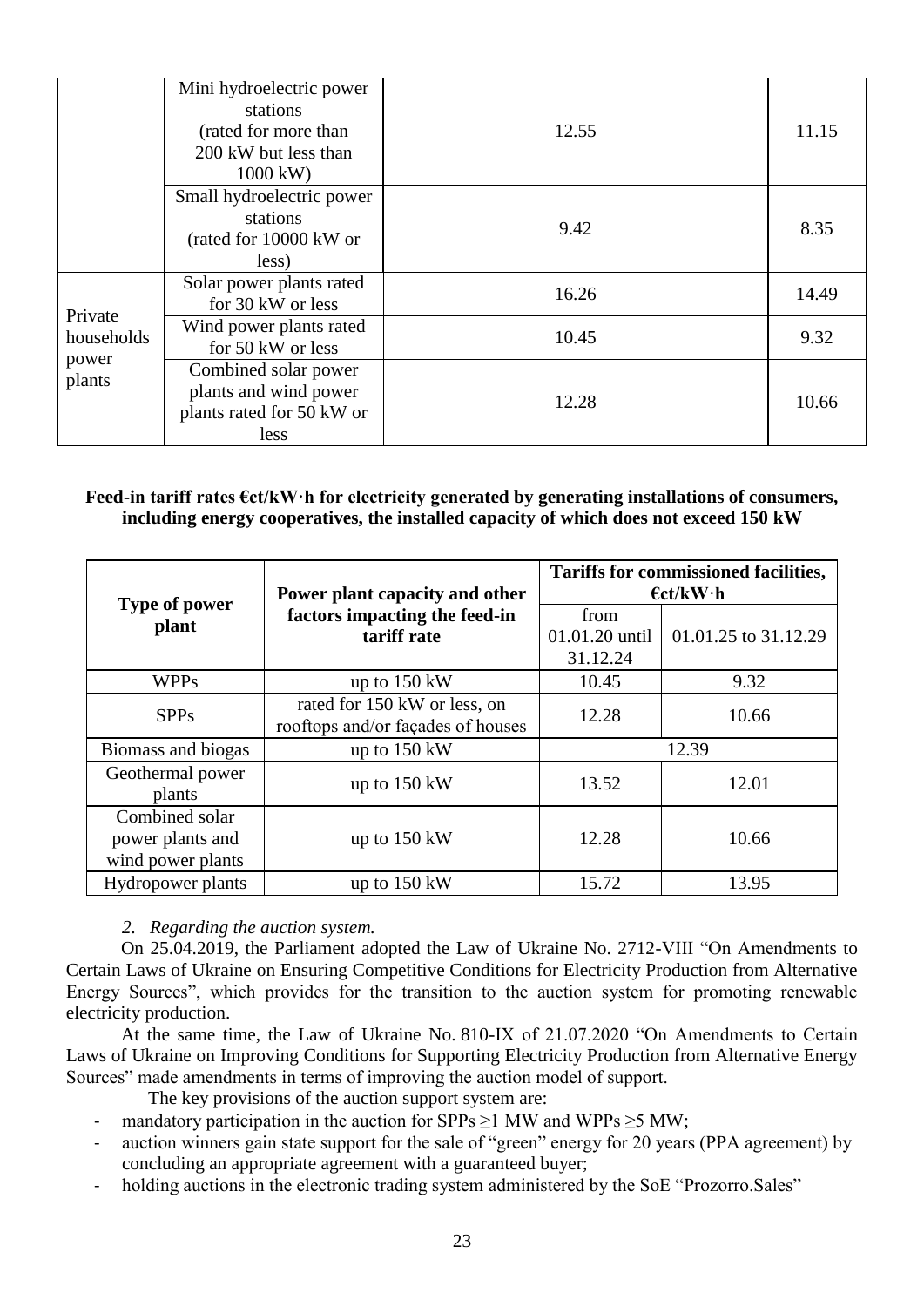| | | | |
|---|---|---|---|
| | Mini hydroelectric power stations (rated for more than 200 kW but less than 1000 kW) | 12.55 | 11.15 |
| | Small hydroelectric power stations (rated for 10000 kW or less) | 9.42 | 8.35 |
| Private households power plants | Solar power plants rated for 30 kW or less | 16.26 | 14.49 |
| | Wind power plants rated for 50 kW or less | 10.45 | 9.32 |
| | Combined solar power plants and wind power plants rated for 50 kW or less | 12.28 | 10.66 |

**Feed-in tariff rates €ct/kW·h for electricity generated by generating installations of consumers, including energy cooperatives, the installed capacity of which does not exceed 150 kW**

| Type of power plant | Power plant capacity and other factors impacting the feed-in tariff rate | Tariffs for commissioned facilities, €ct/kW·h | |
|---|---|---|---|
| | | from 01.01.20 until 31.12.24 | 01.01.25 to 31.12.29 |
| WPPs | up to 150 kW | 10.45 | 9.32 |
| SPPs | rated for 150 kW or less, on rooftops and/or façades of houses | 12.28 | 10.66 |
| Biomass and biogas | up to 150 kW | 12.39 | |
| Geothermal power plants | up to 150 kW | 13.52 | 12.01 |
| Combined solar power plants and wind power plants | up to 150 kW | 12.28 | 10.66 |
| Hydropower plants | up to 150 kW | 15.72 | 13.95 |

*2. Regarding the auction system.*

On 25.04.2019, the Parliament adopted the Law of Ukraine No. 2712-VIII "On Amendments to Certain Laws of Ukraine on Ensuring Competitive Conditions for Electricity Production from Alternative Energy Sources", which provides for the transition to the auction system for promoting renewable electricity production.

At the same time, the Law of Ukraine No. 810-IX of 21.07.2020 "On Amendments to Certain Laws of Ukraine on Improving Conditions for Supporting Electricity Production from Alternative Energy Sources" made amendments in terms of improving the auction model of support.

The key provisions of the auction support system are:

- mandatory participation in the auction for SPPs ≥1 MW and WPPs ≥5 MW;
- auction winners gain state support for the sale of "green" energy for 20 years (PPA agreement) by concluding an appropriate agreement with a guaranteed buyer;
- holding auctions in the electronic trading system administered by the SoE "Prozorro.Sales"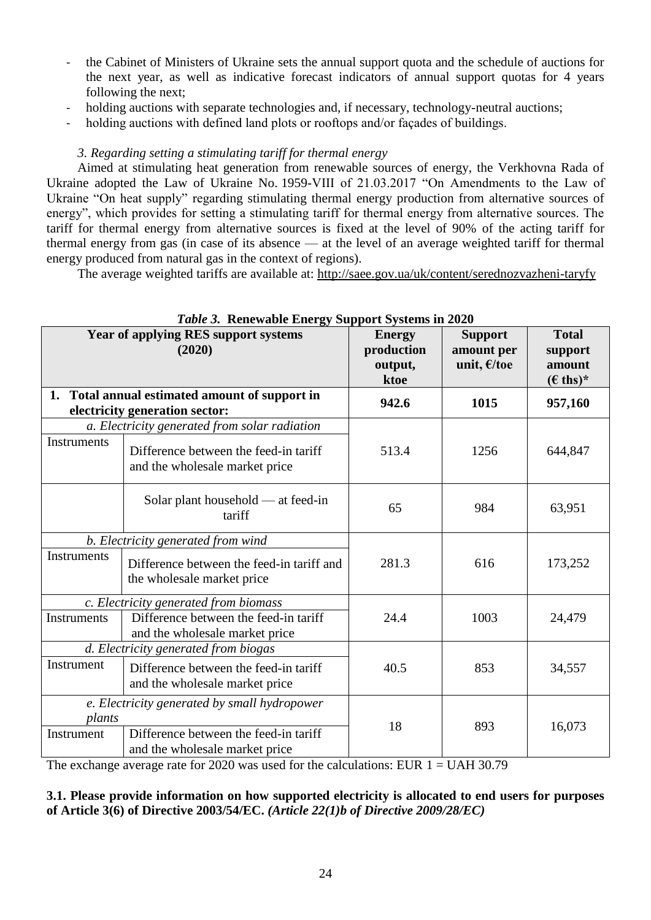- the Cabinet of Ministers of Ukraine sets the annual support quota and the schedule of auctions for the next year, as well as indicative forecast indicators of annual support quotas for 4 years following the next;
- holding auctions with separate technologies and, if necessary, technology-neutral auctions;
- holding auctions with defined land plots or rooftops and/or façades of buildings.

*3. Regarding setting a stimulating tariff for thermal energy*

Aimed at stimulating heat generation from renewable sources of energy, the Verkhovna Rada of Ukraine adopted the Law of Ukraine No. 1959-VIII of 21.03.2017 "On Amendments to the Law of Ukraine "On heat supply" regarding stimulating thermal energy production from alternative sources of energy", which provides for setting a stimulating tariff for thermal energy from alternative sources. The tariff for thermal energy from alternative sources is fixed at the level of 90% of the acting tariff for thermal energy from gas (in case of its absence — at the level of an average weighted tariff for thermal energy produced from natural gas in the context of regions).

The average weighted tariffs are available at: http://saee.gov.ua/uk/content/serednozvazheni-taryfy

***Table 3.*** **Renewable Energy Support Systems in 2020**

| **Year of applying RES support systems (2020)** | | **Energy production output, ktoe** | **Support amount per unit, €/toe** | **Total support amount (€ ths)*** |
|---|---|---|---|---|
| **1. Total annual estimated amount of support in electricity generation sector:** | | **942.6** | **1015** | **957,160** |
| *a. Electricity generated from solar radiation* | | | | |
| Instruments | Difference between the feed-in tariff and the wholesale market price | 513.4 | 1256 | 644,847 |
| | Solar plant household — at feed-in tariff | 65 | 984 | 63,951 |
| *b. Electricity generated from wind* | | | | |
| Instruments | Difference between the feed-in tariff and the wholesale market price | 281.3 | 616 | 173,252 |
| *c. Electricity generated from biomass* | | | | |
| Instruments | Difference between the feed-in tariff and the wholesale market price | 24.4 | 1003 | 24,479 |
| *d. Electricity generated from biogas* | | | | |
| Instrument | Difference between the feed-in tariff and the wholesale market price | 40.5 | 853 | 34,557 |
| *e. Electricity generated by small hydropower plants* | | | | |
| Instrument | Difference between the feed-in tariff and the wholesale market price | 18 | 893 | 16,073 |

The exchange average rate for 2020 was used for the calculations: EUR 1 = UAH 30.79

**3.1. Please provide information on how supported electricity is allocated to end users for purposes of Article 3(6) of Directive 2003/54/EC.** ***(Article 22(1)b of Directive 2009/28/EC)***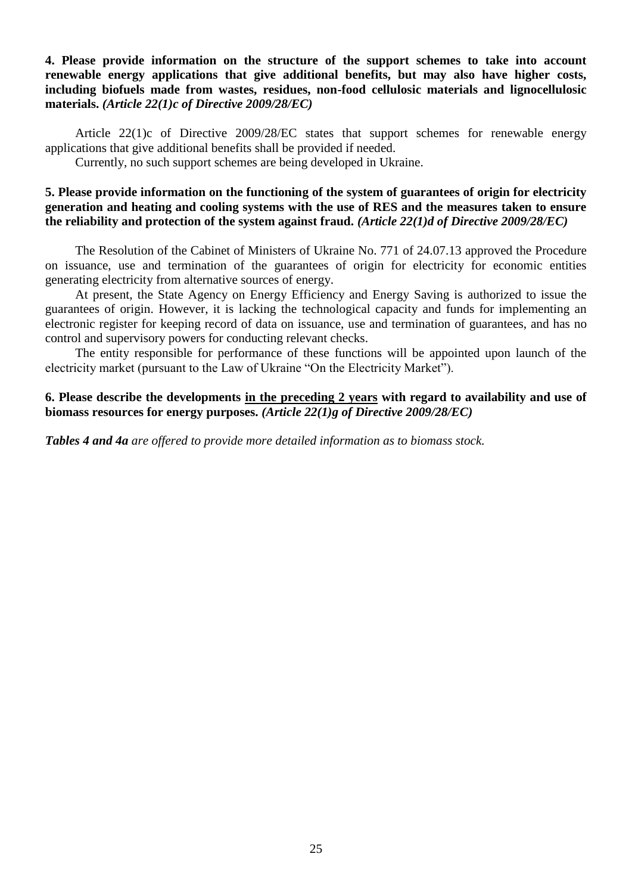**4. Please provide information on the structure of the support schemes to take into account renewable energy applications that give additional benefits, but may also have higher costs, including biofuels made from wastes, residues, non-food cellulosic materials and lignocellulosic materials.** ***(Article 22(1)c of Directive 2009/28/EC)***

Article 22(1)c of Directive 2009/28/EC states that support schemes for renewable energy applications that give additional benefits shall be provided if needed.

Currently, no such support schemes are being developed in Ukraine.

**5. Please provide information on the functioning of the system of guarantees of origin for electricity generation and heating and cooling systems with the use of RES and the measures taken to ensure the reliability and protection of the system against fraud.** ***(Article 22(1)d of Directive 2009/28/EC)***

The Resolution of the Cabinet of Ministers of Ukraine No. 771 of 24.07.13 approved the Procedure on issuance, use and termination of the guarantees of origin for electricity for economic entities generating electricity from alternative sources of energy.

At present, the State Agency on Energy Efficiency and Energy Saving is authorized to issue the guarantees of origin. However, it is lacking the technological capacity and funds for implementing an electronic register for keeping record of data on issuance, use and termination of guarantees, and has no control and supervisory powers for conducting relevant checks.

The entity responsible for performance of these functions will be appointed upon launch of the electricity market (pursuant to the Law of Ukraine "On the Electricity Market").

**6. Please describe the developments <u>in the preceding 2 years</u> with regard to availability and use of biomass resources for energy purposes.** ***(Article 22(1)g of Directive 2009/28/EC)***

***Tables 4 and 4a*** *are offered to provide more detailed information as to biomass stock.*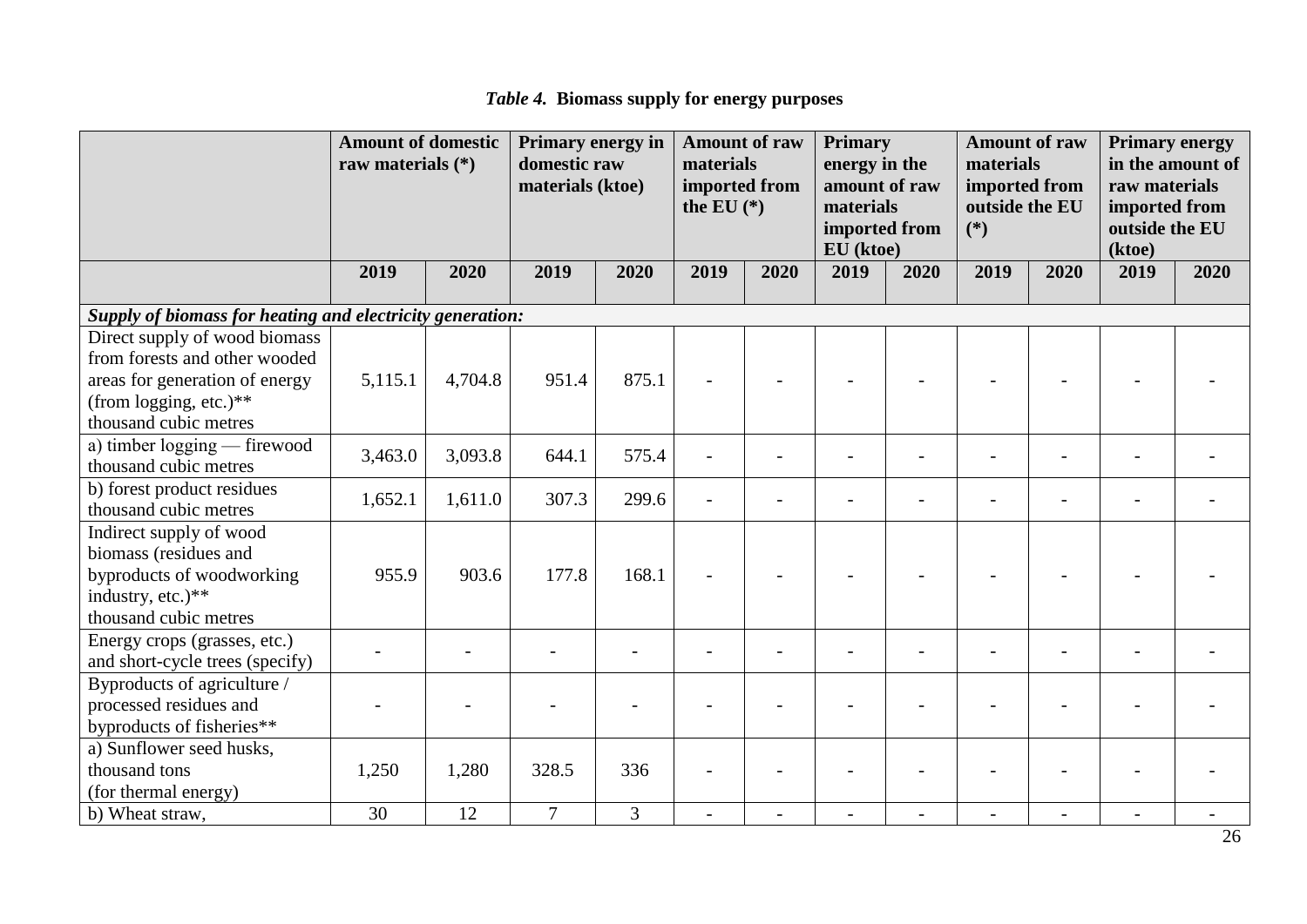*Table 4.* **Biomass supply for energy purposes**

| | Amount of domestic raw materials (*) | | Primary energy in domestic raw materials (ktoe) | | Amount of raw materials imported from the EU (*) | | Primary energy in the amount of raw materials imported from EU (ktoe) | | Amount of raw materials imported from outside the EU (*) | | Primary energy in the amount of raw materials imported from outside the EU (ktoe) | |
|---|---|---|---|---|---|---|---|---|---|---|---|---|
| | 2019 | 2020 | 2019 | 2020 | 2019 | 2020 | 2019 | 2020 | 2019 | 2020 | 2019 | 2020 |
| ***Supply of biomass for heating and electricity generation:*** | | | | | | | | | | | | |
| Direct supply of wood biomass from forests and other wooded areas for generation of energy (from logging, etc.)** thousand cubic metres | 5,115.1 | 4,704.8 | 951.4 | 875.1 | - | - | - | - | - | - | - | - |
| a) timber logging — firewood thousand cubic metres | 3,463.0 | 3,093.8 | 644.1 | 575.4 | - | - | - | - | - | - | - | - |
| b) forest product residues thousand cubic metres | 1,652.1 | 1,611.0 | 307.3 | 299.6 | - | - | - | - | - | - | - | - |
| Indirect supply of wood biomass (residues and byproducts of woodworking industry, etc.)** thousand cubic metres | 955.9 | 903.6 | 177.8 | 168.1 | - | - | - | - | - | - | - | - |
| Energy crops (grasses, etc.) and short-cycle trees (specify) | - | - | - | - | - | - | - | - | - | - | - | - |
| Byproducts of agriculture / processed residues and byproducts of fisheries** | - | - | - | - | - | - | - | - | - | - | - | - |
| a) Sunflower seed husks, thousand tons (for thermal energy) | 1,250 | 1,280 | 328.5 | 336 | - | - | - | - | - | - | - | - |
| b) Wheat straw, | 30 | 12 | 7 | 3 | - | - | - | - | - | - | - | - |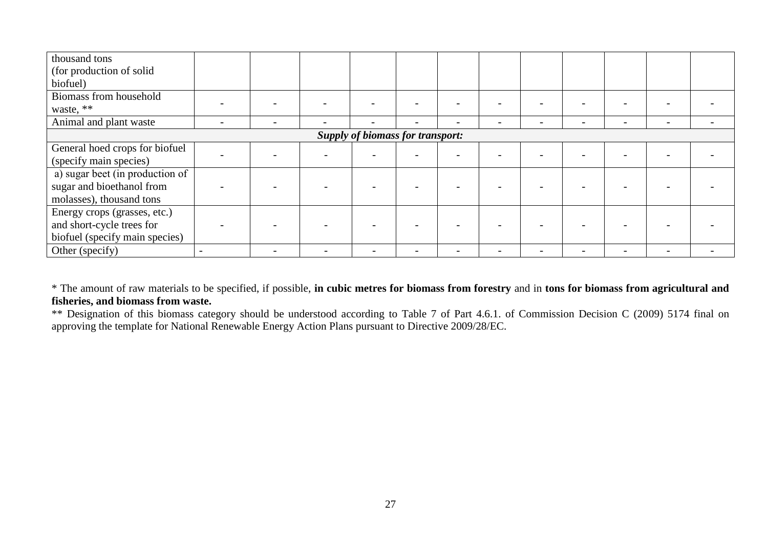| | | | | | | | | | | | | |
|---|---|---|---|---|---|---|---|---|---|---|---|---|
| thousand tons (for production of solid biofuel) | | | | | | | | | | | | |
| Biomass from household waste, ** | - | - | - | - | - | - | - | - | - | - | - | - |
| Animal and plant waste | - | - | - | - | - | - | - | - | - | - | - | - |
| ***Supply of biomass for transport:*** | | | | | | | | | | | | |
| General hoed crops for biofuel (specify main species) | - | - | - | - | - | - | - | - | - | - | - | - |
| a) sugar beet (in production of sugar and bioethanol from molasses), thousand tons | - | - | - | - | - | - | - | - | - | - | - | - |
| Energy crops (grasses, etc.) and short-cycle trees for biofuel (specify main species) | - | - | - | - | - | - | - | - | - | - | - | - |
| Other (specify) | - | - | - | - | - | - | - | - | - | - | - | - |

* The amount of raw materials to be specified, if possible, **in cubic metres for biomass from forestry** and in **tons for biomass from agricultural and fisheries, and biomass from waste.**

** Designation of this biomass category should be understood according to Table 7 of Part 4.6.1. of Commission Decision C (2009) 5174 final on approving the template for National Renewable Energy Action Plans pursuant to Directive 2009/28/EC.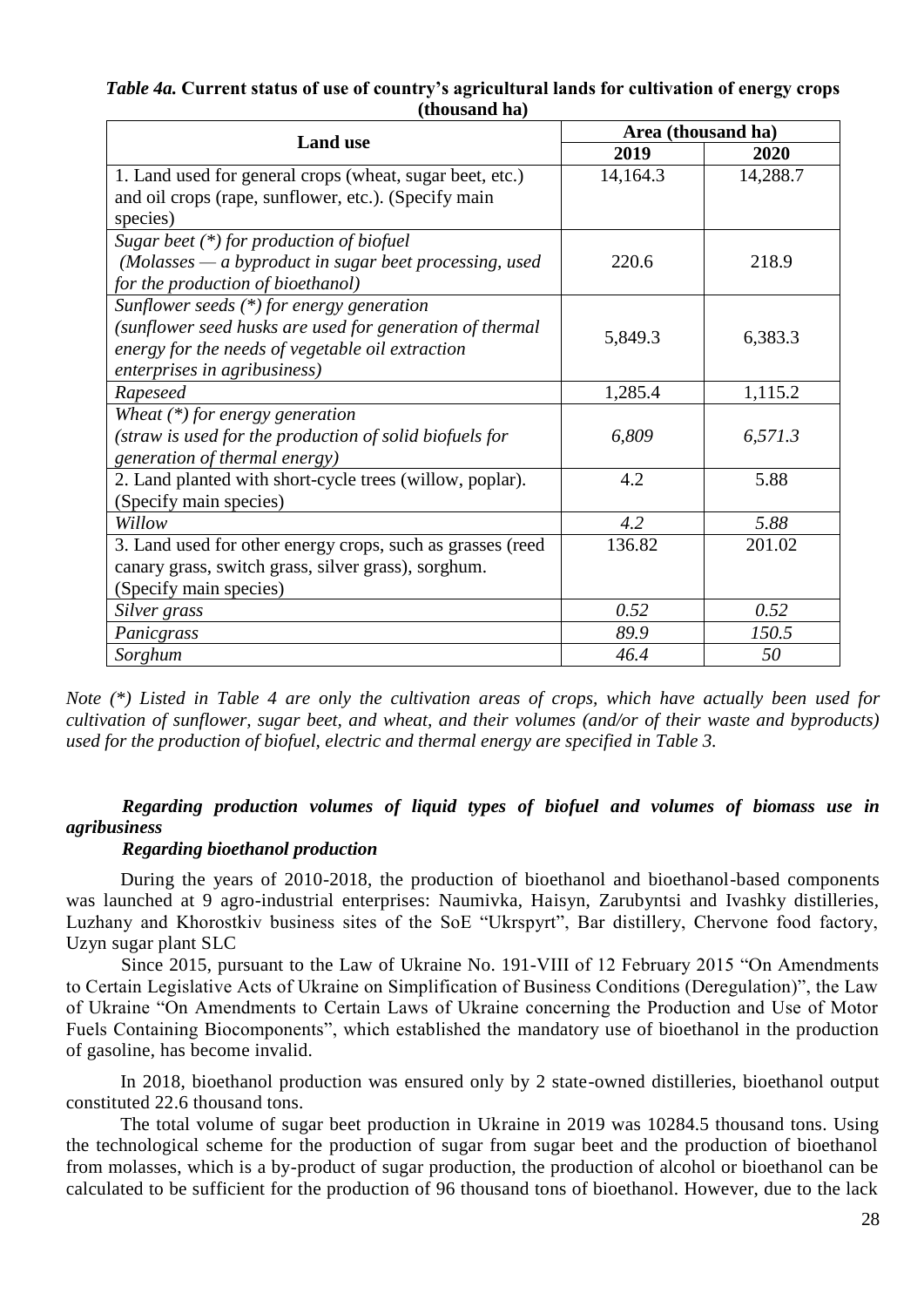*Table 4a.* **Current status of use of country's agricultural lands for cultivation of energy crops (thousand ha)**

| Land use | Area (thousand ha) | |
|---|---|---|
| | 2019 | 2020 |
| 1. Land used for general crops (wheat, sugar beet, etc.) and oil crops (rape, sunflower, etc.). (Specify main species) | 14,164.3 | 14,288.7 |
| *Sugar beet (\*) for production of biofuel (Molasses — a byproduct in sugar beet processing, used for the production of bioethanol)* | 220.6 | 218.9 |
| *Sunflower seeds (\*) for energy generation (sunflower seed husks are used for generation of thermal energy for the needs of vegetable oil extraction enterprises in agribusiness)* | 5,849.3 | 6,383.3 |
| *Rapeseed* | 1,285.4 | 1,115.2 |
| *Wheat (\*) for energy generation (straw is used for the production of solid biofuels for generation of thermal energy)* | *6,809* | *6,571.3* |
| 2. Land planted with short-cycle trees (willow, poplar). (Specify main species) | 4.2 | 5.88 |
| *Willow* | *4.2* | *5.88* |
| 3. Land used for other energy crops, such as grasses (reed canary grass, switch grass, silver grass), sorghum. (Specify main species) | 136.82 | 201.02 |
| *Silver grass* | *0.52* | *0.52* |
| *Panicgrass* | *89.9* | *150.5* |
| *Sorghum* | *46.4* | *50* |

*Note (\*) Listed in Table 4 are only the cultivation areas of crops, which have actually been used for cultivation of sunflower, sugar beet, and wheat, and their volumes (and/or of their waste and byproducts) used for the production of biofuel, electric and thermal energy are specified in Table 3.*

***Regarding production volumes of liquid types of biofuel and volumes of biomass use in agribusiness***

***Regarding bioethanol production***

During the years of 2010-2018, the production of bioethanol and bioethanol-based components was launched at 9 agro-industrial enterprises: Naumivka, Haisyn, Zarubyntsi and Ivashky distilleries, Luzhany and Khorostkiv business sites of the SoE "Ukrspyrt", Bar distillery, Chervone food factory, Uzyn sugar plant SLC

Since 2015, pursuant to the Law of Ukraine No. 191-VIII of 12 February 2015 "On Amendments to Certain Legislative Acts of Ukraine on Simplification of Business Conditions (Deregulation)", the Law of Ukraine "On Amendments to Certain Laws of Ukraine concerning the Production and Use of Motor Fuels Containing Biocomponents", which established the mandatory use of bioethanol in the production of gasoline, has become invalid.

In 2018, bioethanol production was ensured only by 2 state-owned distilleries, bioethanol output constituted 22.6 thousand tons.

The total volume of sugar beet production in Ukraine in 2019 was 10284.5 thousand tons. Using the technological scheme for the production of sugar from sugar beet and the production of bioethanol from molasses, which is a by-product of sugar production, the production of alcohol or bioethanol can be calculated to be sufficient for the production of 96 thousand tons of bioethanol. However, due to the lack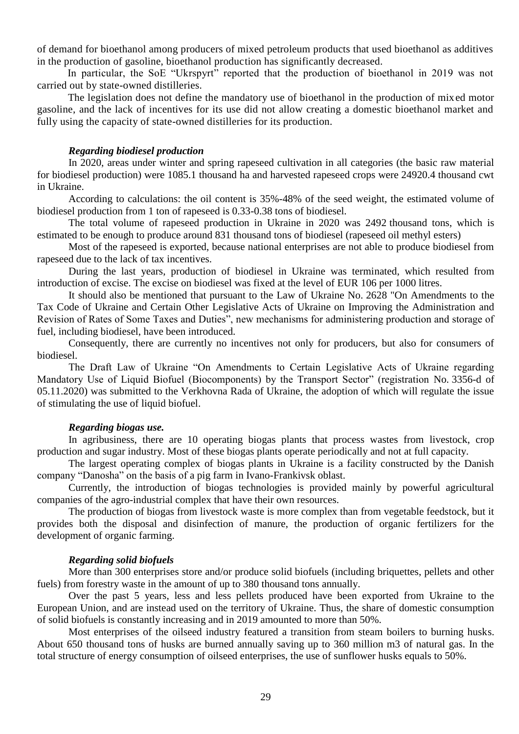of demand for bioethanol among producers of mixed petroleum products that used bioethanol as additives in the production of gasoline, bioethanol production has significantly decreased.

In particular, the SoE "Ukrspyrt" reported that the production of bioethanol in 2019 was not carried out by state-owned distilleries.

The legislation does not define the mandatory use of bioethanol in the production of mixed motor gasoline, and the lack of incentives for its use did not allow creating a domestic bioethanol market and fully using the capacity of state-owned distilleries for its production.

***Regarding biodiesel production***

In 2020, areas under winter and spring rapeseed cultivation in all categories (the basic raw material for biodiesel production) were 1085.1 thousand ha and harvested rapeseed crops were 24920.4 thousand cwt in Ukraine.

According to calculations: the oil content is 35%-48% of the seed weight, the estimated volume of biodiesel production from 1 ton of rapeseed is 0.33-0.38 tons of biodiesel.

The total volume of rapeseed production in Ukraine in 2020 was 2492 thousand tons, which is estimated to be enough to produce around 831 thousand tons of biodiesel (rapeseed oil methyl esters)

Most of the rapeseed is exported, because national enterprises are not able to produce biodiesel from rapeseed due to the lack of tax incentives.

During the last years, production of biodiesel in Ukraine was terminated, which resulted from introduction of excise. The excise on biodiesel was fixed at the level of EUR 106 per 1000 litres.

It should also be mentioned that pursuant to the Law of Ukraine No. 2628 "On Amendments to the Tax Code of Ukraine and Certain Other Legislative Acts of Ukraine on Improving the Administration and Revision of Rates of Some Taxes and Duties", new mechanisms for administering production and storage of fuel, including biodiesel, have been introduced.

Consequently, there are currently no incentives not only for producers, but also for consumers of biodiesel.

The Draft Law of Ukraine "On Amendments to Certain Legislative Acts of Ukraine regarding Mandatory Use of Liquid Biofuel (Biocomponents) by the Transport Sector" (registration No. 3356-d of 05.11.2020) was submitted to the Verkhovna Rada of Ukraine, the adoption of which will regulate the issue of stimulating the use of liquid biofuel.

***Regarding biogas use.***

In agribusiness, there are 10 operating biogas plants that process wastes from livestock, crop production and sugar industry. Most of these biogas plants operate periodically and not at full capacity.

The largest operating complex of biogas plants in Ukraine is a facility constructed by the Danish company "Danosha" on the basis of a pig farm in Ivano-Frankivsk oblast.

Currently, the introduction of biogas technologies is provided mainly by powerful agricultural companies of the agro-industrial complex that have their own resources.

The production of biogas from livestock waste is more complex than from vegetable feedstock, but it provides both the disposal and disinfection of manure, the production of organic fertilizers for the development of organic farming.

***Regarding solid biofuels***

More than 300 enterprises store and/or produce solid biofuels (including briquettes, pellets and other fuels) from forestry waste in the amount of up to 380 thousand tons annually.

Over the past 5 years, less and less pellets produced have been exported from Ukraine to the European Union, and are instead used on the territory of Ukraine. Thus, the share of domestic consumption of solid biofuels is constantly increasing and in 2019 amounted to more than 50%.

Most enterprises of the oilseed industry featured a transition from steam boilers to burning husks. About 650 thousand tons of husks are burned annually saving up to 360 million m3 of natural gas. In the total structure of energy consumption of oilseed enterprises, the use of sunflower husks equals to 50%.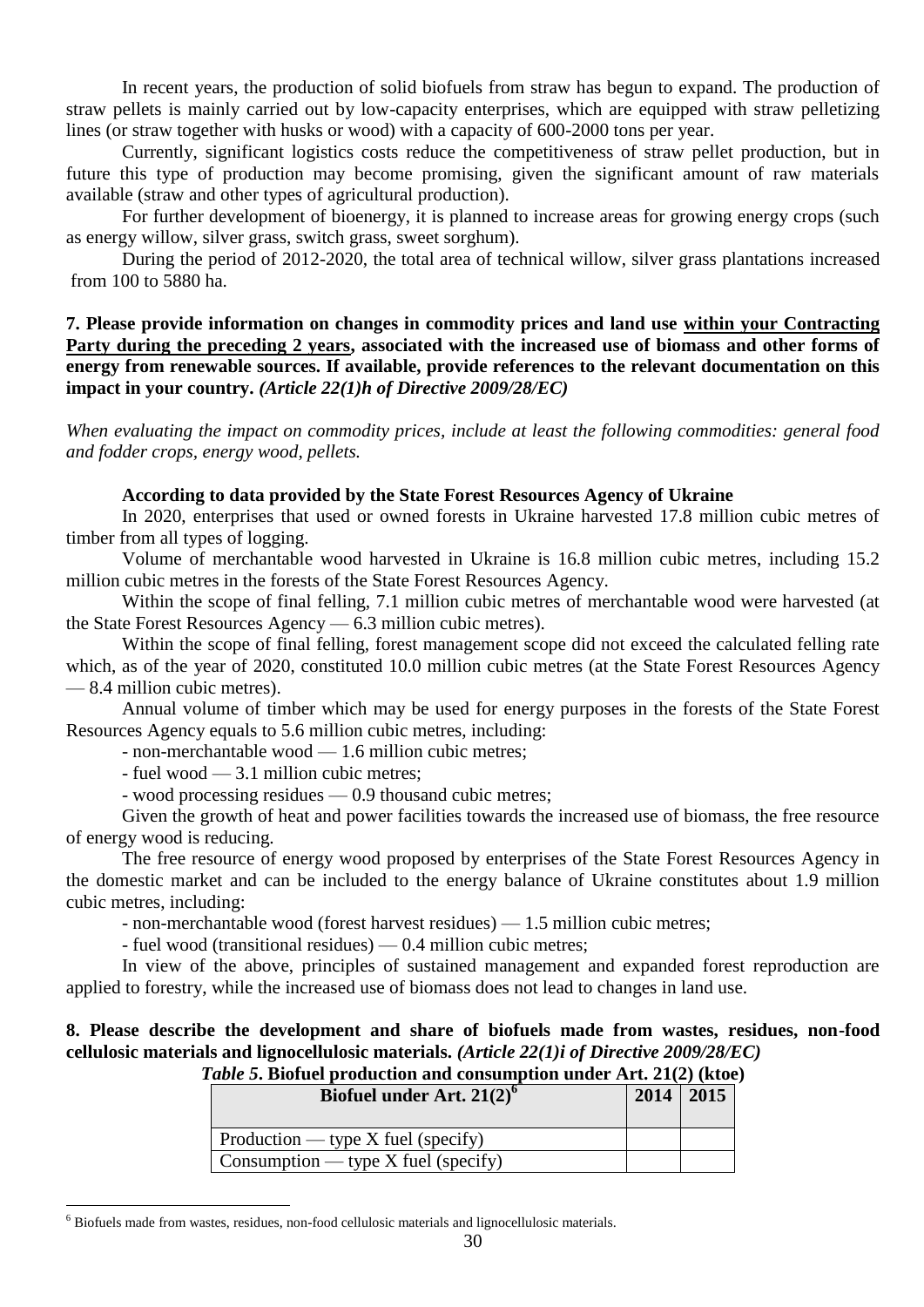In recent years, the production of solid biofuels from straw has begun to expand. The production of straw pellets is mainly carried out by low-capacity enterprises, which are equipped with straw pelletizing lines (or straw together with husks or wood) with a capacity of 600-2000 tons per year.

Currently, significant logistics costs reduce the competitiveness of straw pellet production, but in future this type of production may become promising, given the significant amount of raw materials available (straw and other types of agricultural production).

For further development of bioenergy, it is planned to increase areas for growing energy crops (such as energy willow, silver grass, switch grass, sweet sorghum).

During the period of 2012-2020, the total area of technical willow, silver grass plantations increased from 100 to 5880 ha.

**7. Please provide information on changes in commodity prices and land use <u>within your Contracting Party during the preceding 2 years</u>, associated with the increased use of biomass and other forms of energy from renewable sources. If available, provide references to the relevant documentation on this impact in your country.** ***(Article 22(1)h of Directive 2009/28/EC)***

*When evaluating the impact on commodity prices, include at least the following commodities: general food and fodder crops, energy wood, pellets.*

**According to data provided by the State Forest Resources Agency of Ukraine**

In 2020, enterprises that used or owned forests in Ukraine harvested 17.8 million cubic metres of timber from all types of logging.

Volume of merchantable wood harvested in Ukraine is 16.8 million cubic metres, including 15.2 million cubic metres in the forests of the State Forest Resources Agency.

Within the scope of final felling, 7.1 million cubic metres of merchantable wood were harvested (at the State Forest Resources Agency — 6.3 million cubic metres).

Within the scope of final felling, forest management scope did not exceed the calculated felling rate which, as of the year of 2020, constituted 10.0 million cubic metres (at the State Forest Resources Agency — 8.4 million cubic metres).

Annual volume of timber which may be used for energy purposes in the forests of the State Forest Resources Agency equals to 5.6 million cubic metres, including:

- non-merchantable wood — 1.6 million cubic metres;
- fuel wood — 3.1 million cubic metres;
- wood processing residues — 0.9 thousand cubic metres;

Given the growth of heat and power facilities towards the increased use of biomass, the free resource of energy wood is reducing.

The free resource of energy wood proposed by enterprises of the State Forest Resources Agency in the domestic market and can be included to the energy balance of Ukraine constitutes about 1.9 million cubic metres, including:

- non-merchantable wood (forest harvest residues) — 1.5 million cubic metres;
- fuel wood (transitional residues) — 0.4 million cubic metres;

In view of the above, principles of sustained management and expanded forest reproduction are applied to forestry, while the increased use of biomass does not lead to changes in land use.

**8. Please describe the development and share of biofuels made from wastes, residues, non-food cellulosic materials and lignocellulosic materials.** ***(Article 22(1)i of Directive 2009/28/EC)***

***Table 5*. Biofuel production and consumption under Art. 21(2) (ktoe)**

| Biofuel under Art. 21(2)[6] | 2014 | 2015 |
|---|---|---|
| Production — type X fuel (specify) | | |
| Consumption — type X fuel (specify) | | |

[6] Biofuels made from wastes, residues, non-food cellulosic materials and lignocellulosic materials.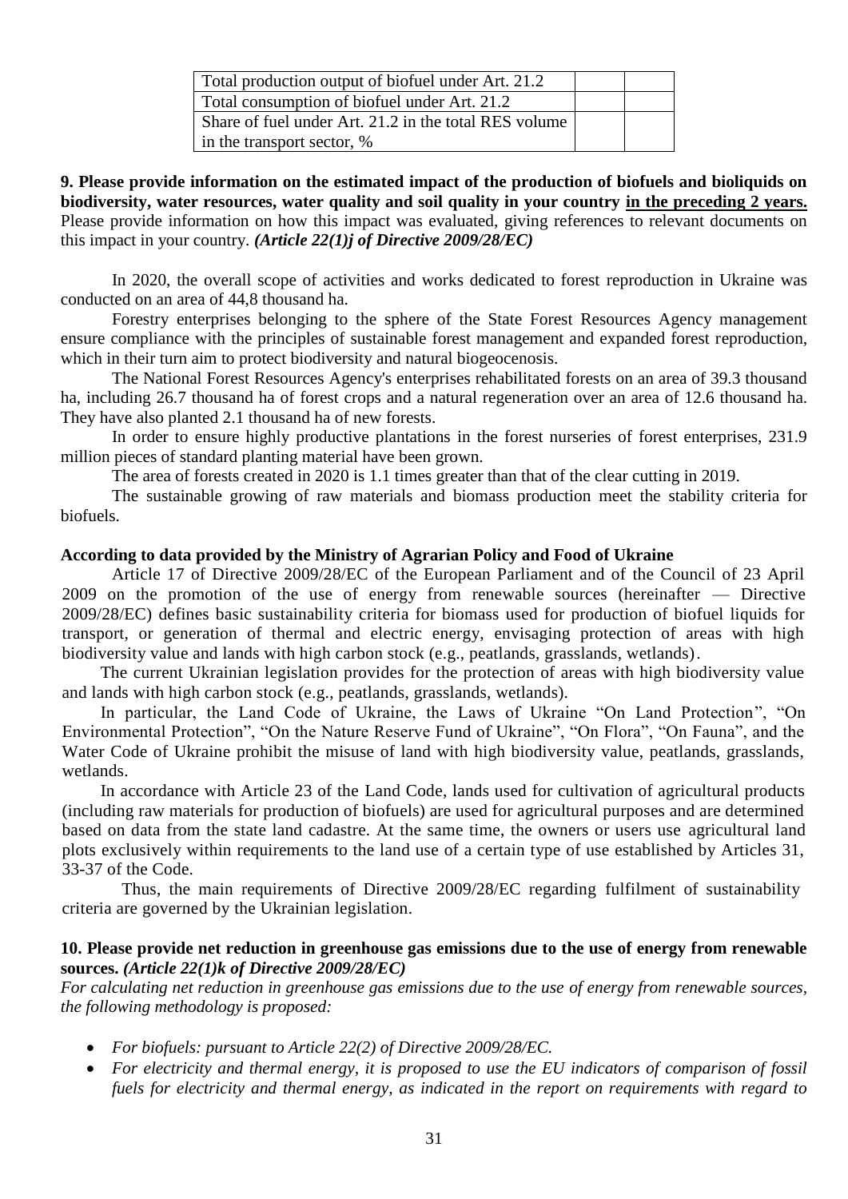| Total production output of biofuel under Art. 21.2 | | |
|---|---|---|
| Total consumption of biofuel under Art. 21.2 | | |
| Share of fuel under Art. 21.2 in the total RES volume in the transport sector, % | | |

**9. Please provide information on the estimated impact of the production of biofuels and bioliquids on biodiversity, water resources, water quality and soil quality in your country <u>in the preceding 2 years.</u>** Please provide information on how this impact was evaluated, giving references to relevant documents on this impact in your country. ***(Article 22(1)j of Directive 2009/28/EC)***

In 2020, the overall scope of activities and works dedicated to forest reproduction in Ukraine was conducted on an area of 44,8 thousand ha.

Forestry enterprises belonging to the sphere of the State Forest Resources Agency management ensure compliance with the principles of sustainable forest management and expanded forest reproduction, which in their turn aim to protect biodiversity and natural biogeocenosis.

The National Forest Resources Agency's enterprises rehabilitated forests on an area of 39.3 thousand ha, including 26.7 thousand ha of forest crops and a natural regeneration over an area of 12.6 thousand ha. They have also planted 2.1 thousand ha of new forests.

In order to ensure highly productive plantations in the forest nurseries of forest enterprises, 231.9 million pieces of standard planting material have been grown.

The area of forests created in 2020 is 1.1 times greater than that of the clear cutting in 2019.

The sustainable growing of raw materials and biomass production meet the stability criteria for biofuels.

**According to data provided by the Ministry of Agrarian Policy and Food of Ukraine**

Article 17 of Directive 2009/28/EC of the European Parliament and of the Council of 23 April 2009 on the promotion of the use of energy from renewable sources (hereinafter — Directive 2009/28/EC) defines basic sustainability criteria for biomass used for production of biofuel liquids for transport, or generation of thermal and electric energy, envisaging protection of areas with high biodiversity value and lands with high carbon stock (e.g., peatlands, grasslands, wetlands).

The current Ukrainian legislation provides for the protection of areas with high biodiversity value and lands with high carbon stock (e.g., peatlands, grasslands, wetlands).

In particular, the Land Code of Ukraine, the Laws of Ukraine "On Land Protection", "On Environmental Protection", "On the Nature Reserve Fund of Ukraine", "On Flora", "On Fauna", and the Water Code of Ukraine prohibit the misuse of land with high biodiversity value, peatlands, grasslands, wetlands.

In accordance with Article 23 of the Land Code, lands used for cultivation of agricultural products (including raw materials for production of biofuels) are used for agricultural purposes and are determined based on data from the state land cadastre. At the same time, the owners or users use agricultural land plots exclusively within requirements to the land use of a certain type of use established by Articles 31, 33-37 of the Code.

Thus, the main requirements of Directive 2009/28/EC regarding fulfilment of sustainability criteria are governed by the Ukrainian legislation.

**10. Please provide net reduction in greenhouse gas emissions due to the use of energy from renewable sources. *(Article 22(1)k of Directive 2009/28/EC)***

*For calculating net reduction in greenhouse gas emissions due to the use of energy from renewable sources, the following methodology is proposed:*

- *For biofuels: pursuant to Article 22(2) of Directive 2009/28/EC.*
- *For electricity and thermal energy, it is proposed to use the EU indicators of comparison of fossil fuels for electricity and thermal energy, as indicated in the report on requirements with regard to*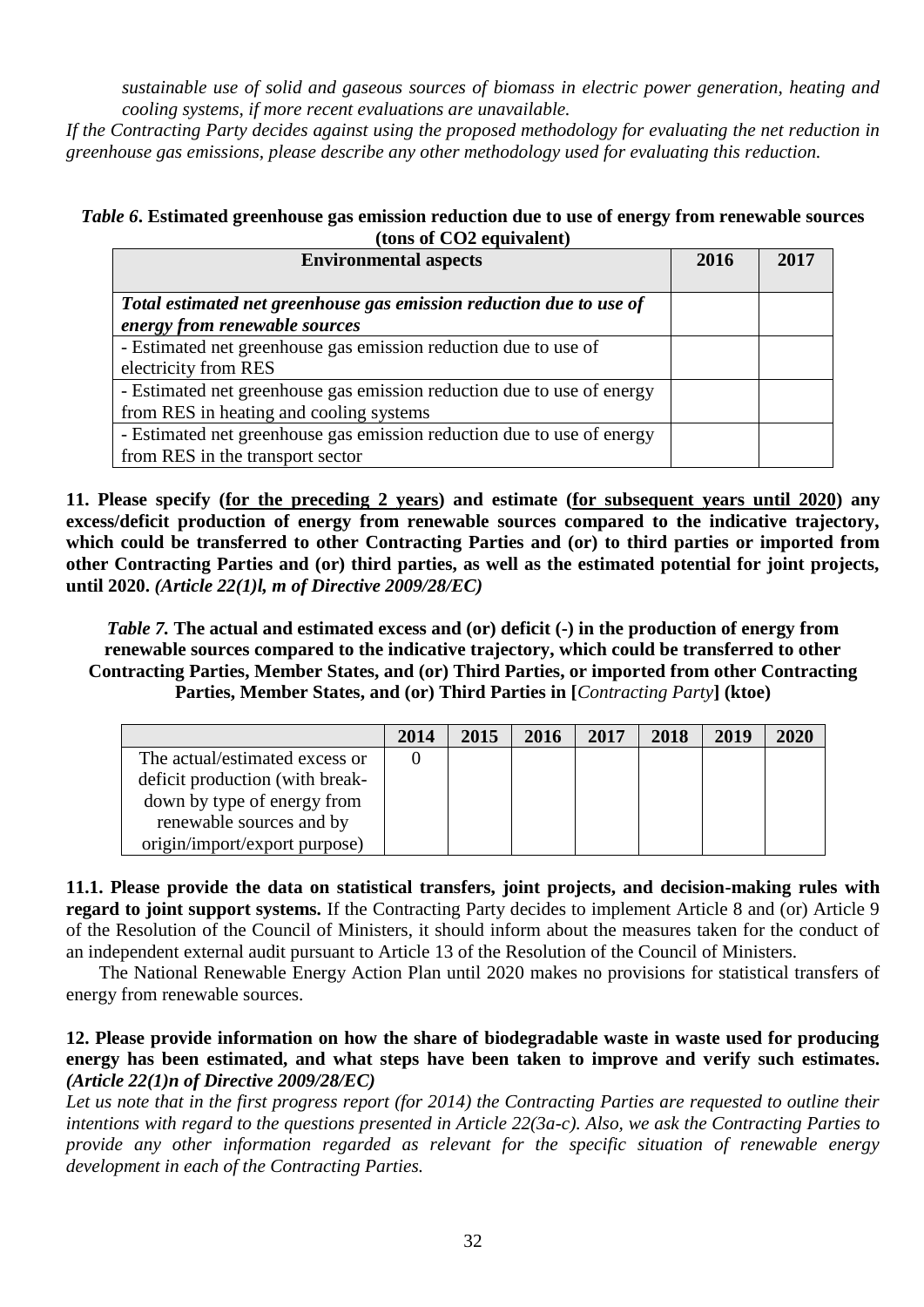*sustainable use of solid and gaseous sources of biomass in electric power generation, heating and cooling systems, if more recent evaluations are unavailable.*

*If the Contracting Party decides against using the proposed methodology for evaluating the net reduction in greenhouse gas emissions, please describe any other methodology used for evaluating this reduction.*

***Table 6*. Estimated greenhouse gas emission reduction due to use of energy from renewable sources (tons of CO2 equivalent)**

| Environmental aspects | 2016 | 2017 |
|---|---|---|
| ***Total estimated net greenhouse gas emission reduction due to use of energy from renewable sources*** | | |
| - Estimated net greenhouse gas emission reduction due to use of electricity from RES | | |
| - Estimated net greenhouse gas emission reduction due to use of energy from RES in heating and cooling systems | | |
| - Estimated net greenhouse gas emission reduction due to use of energy from RES in the transport sector | | |

**11. Please specify (<u>for the preceding 2 years</u>) and estimate (<u>for subsequent years until 2020</u>) any excess/deficit production of energy from renewable sources compared to the indicative trajectory, which could be transferred to other Contracting Parties and (or) to third parties or imported from other Contracting Parties and (or) third parties, as well as the estimated potential for joint projects, until 2020.** ***(Article 22(1)l, m of Directive 2009/28/EC)***

***Table 7.*** **The actual and estimated excess and (or) deficit (-) in the production of energy from renewable sources compared to the indicative trajectory, which could be transferred to other Contracting Parties, Member States, and (or) Third Parties, or imported from other Contracting Parties, Member States, and (or) Third Parties in [*Contracting Party*] (ktoe)**

| | 2014 | 2015 | 2016 | 2017 | 2018 | 2019 | 2020 |
|---|---|---|---|---|---|---|---|
| The actual/estimated excess or deficit production (with break-down by type of energy from renewable sources and by origin/import/export purpose) | 0 | | | | | | |

**11.1. Please provide the data on statistical transfers, joint projects, and decision-making rules with regard to joint support systems.** If the Contracting Party decides to implement Article 8 and (or) Article 9 of the Resolution of the Council of Ministers, it should inform about the measures taken for the conduct of an independent external audit pursuant to Article 13 of the Resolution of the Council of Ministers.

The National Renewable Energy Action Plan until 2020 makes no provisions for statistical transfers of energy from renewable sources.

**12. Please provide information on how the share of biodegradable waste in waste used for producing energy has been estimated, and what steps have been taken to improve and verify such estimates.** ***(Article 22(1)n of Directive 2009/28/EC)***

*Let us note that in the first progress report (for 2014) the Contracting Parties are requested to outline their intentions with regard to the questions presented in Article 22(3a-c). Also, we ask the Contracting Parties to provide any other information regarded as relevant for the specific situation of renewable energy development in each of the Contracting Parties.*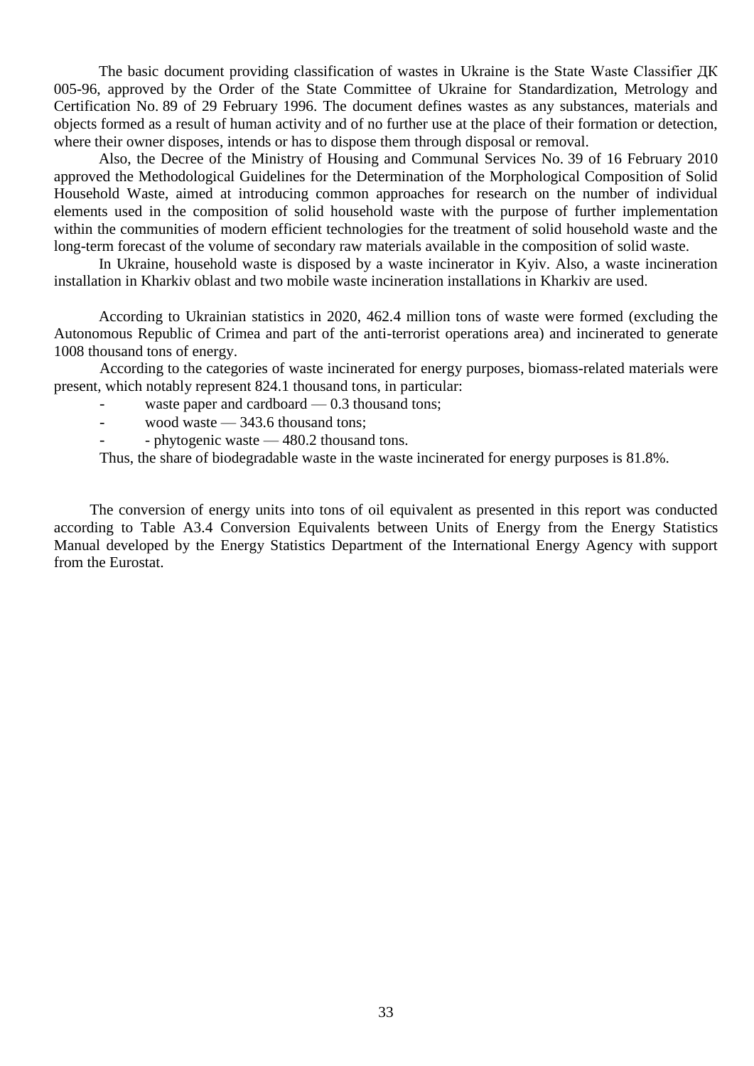The basic document providing classification of wastes in Ukraine is the State Waste Classifier ДК 005-96, approved by the Order of the State Committee of Ukraine for Standardization, Metrology and Certification No. 89 of 29 February 1996. The document defines wastes as any substances, materials and objects formed as a result of human activity and of no further use at the place of their formation or detection, where their owner disposes, intends or has to dispose them through disposal or removal.

Also, the Decree of the Ministry of Housing and Communal Services No. 39 of 16 February 2010 approved the Methodological Guidelines for the Determination of the Morphological Composition of Solid Household Waste, aimed at introducing common approaches for research on the number of individual elements used in the composition of solid household waste with the purpose of further implementation within the communities of modern efficient technologies for the treatment of solid household waste and the long-term forecast of the volume of secondary raw materials available in the composition of solid waste.

In Ukraine, household waste is disposed by a waste incinerator in Kyiv. Also, a waste incineration installation in Kharkiv oblast and two mobile waste incineration installations in Kharkiv are used.

According to Ukrainian statistics in 2020, 462.4 million tons of waste were formed (excluding the Autonomous Republic of Crimea and part of the anti-terrorist operations area) and incinerated to generate 1008 thousand tons of energy.

According to the categories of waste incinerated for energy purposes, biomass-related materials were present, which notably represent 824.1 thousand tons, in particular:

- waste paper and cardboard — 0.3 thousand tons;
- wood waste — 343.6 thousand tons;
- - phytogenic waste — 480.2 thousand tons.

Thus, the share of biodegradable waste in the waste incinerated for energy purposes is 81.8%.

The conversion of energy units into tons of oil equivalent as presented in this report was conducted according to Table A3.4 Conversion Equivalents between Units of Energy from the Energy Statistics Manual developed by the Energy Statistics Department of the International Energy Agency with support from the Eurostat.